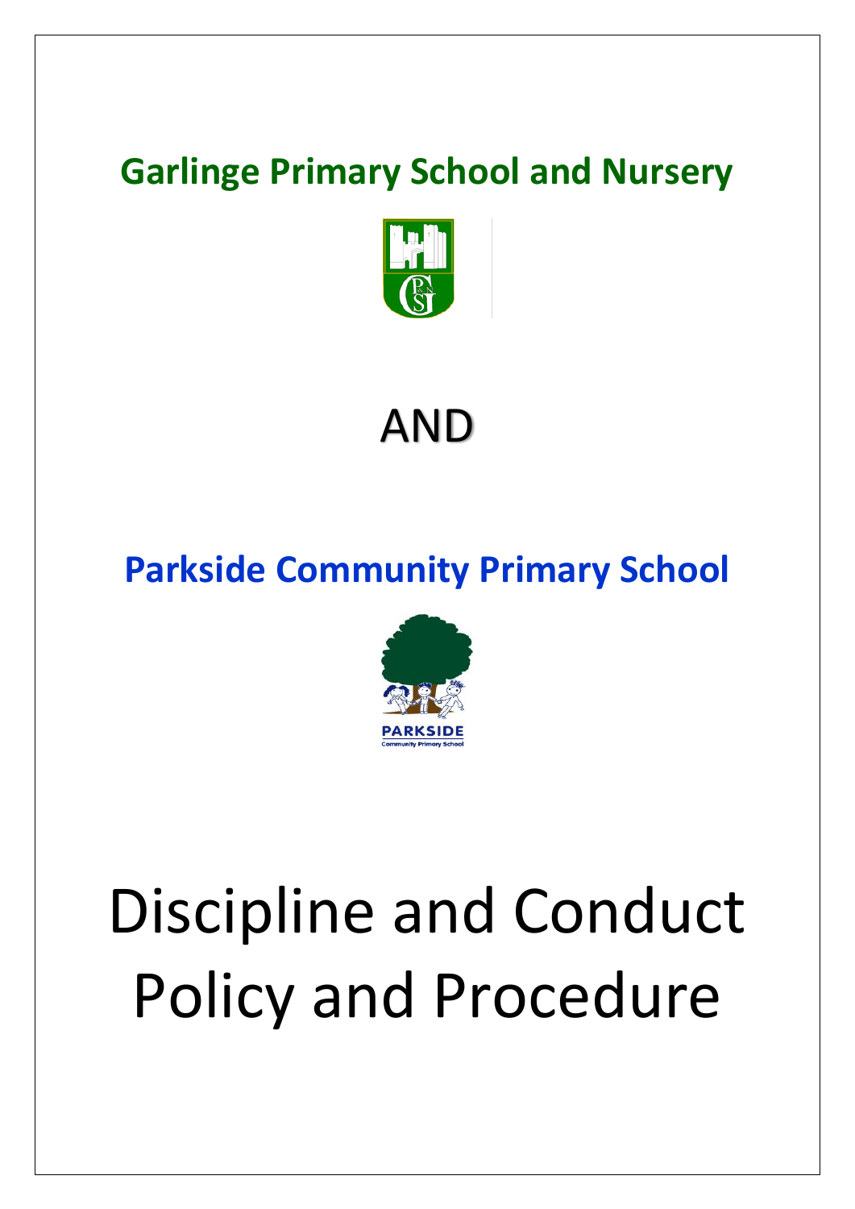# Garlinge Primary School and Nursery

AND

# Parkside Community Primary School

# Discipline and Conduct Policy and Procedure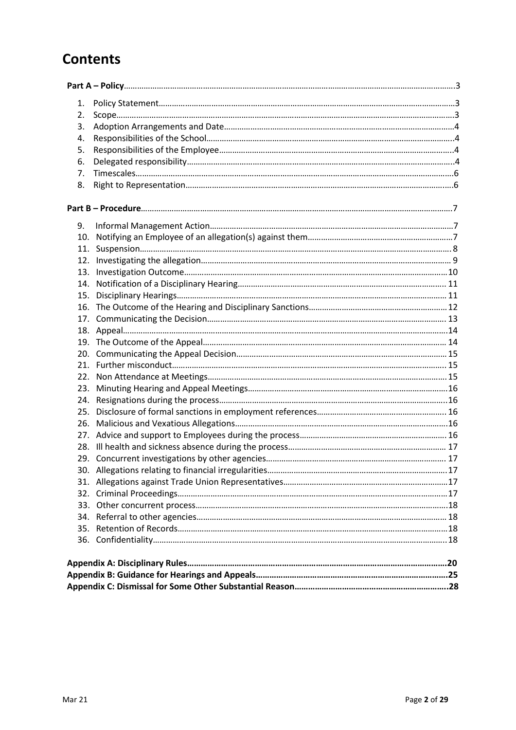# Contents

**Part A – Policy**......................................................................................................3

1. Policy Statement......................................................................................................3
2. Scope......................................................................................................3
3. Adoption Arrangements and Date......................................................................................................4
4. Responsibilities of the School......................................................................................................4
5. Responsibilities of the Employee......................................................................................................4
6. Delegated responsibility......................................................................................................4
7. Timescales......................................................................................................6
8. Right to Representation......................................................................................................6

**Part B – Procedure**......................................................................................................7

9. Informal Management Action......................................................................................................7
10. Notifying an Employee of an allegation(s) against them......................................................................................................7
11. Suspension......................................................................................................8
12. Investigating the allegation......................................................................................................9
13. Investigation Outcome......................................................................................................10
14. Notification of a Disciplinary Hearing......................................................................................................11
15. Disciplinary Hearings......................................................................................................11
16. The Outcome of the Hearing and Disciplinary Sanctions......................................................................................................12
17. Communicating the Decision......................................................................................................13
18. Appeal......................................................................................................14
19. The Outcome of the Appeal......................................................................................................14
20. Communicating the Appeal Decision......................................................................................................15
21. Further misconduct......................................................................................................15
22. Non Attendance at Meetings......................................................................................................15
23. Minuting Hearing and Appeal Meetings......................................................................................................16
24. Resignations during the process......................................................................................................16
25. Disclosure of formal sanctions in employment references......................................................................................................16
26. Malicious and Vexatious Allegations......................................................................................................16
27. Advice and support to Employees during the process......................................................................................................16
28. Ill health and sickness absence during the process......................................................................................................17
29. Concurrent investigations by other agencies......................................................................................................17
30. Allegations relating to financial irregularities......................................................................................................17
31. Allegations against Trade Union Representatives......................................................................................................17
32. Criminal Proceedings......................................................................................................17
33. Other concurrent process......................................................................................................18
34. Referral to other agencies......................................................................................................18
35. Retention of Records......................................................................................................18
36. Confidentiality......................................................................................................18

**Appendix A: Disciplinary Rules......................................................................................................20**
**Appendix B: Guidance for Hearings and Appeals......................................................................................................25**
**Appendix C: Dismissal for Some Other Substantial Reason......................................................................................................28**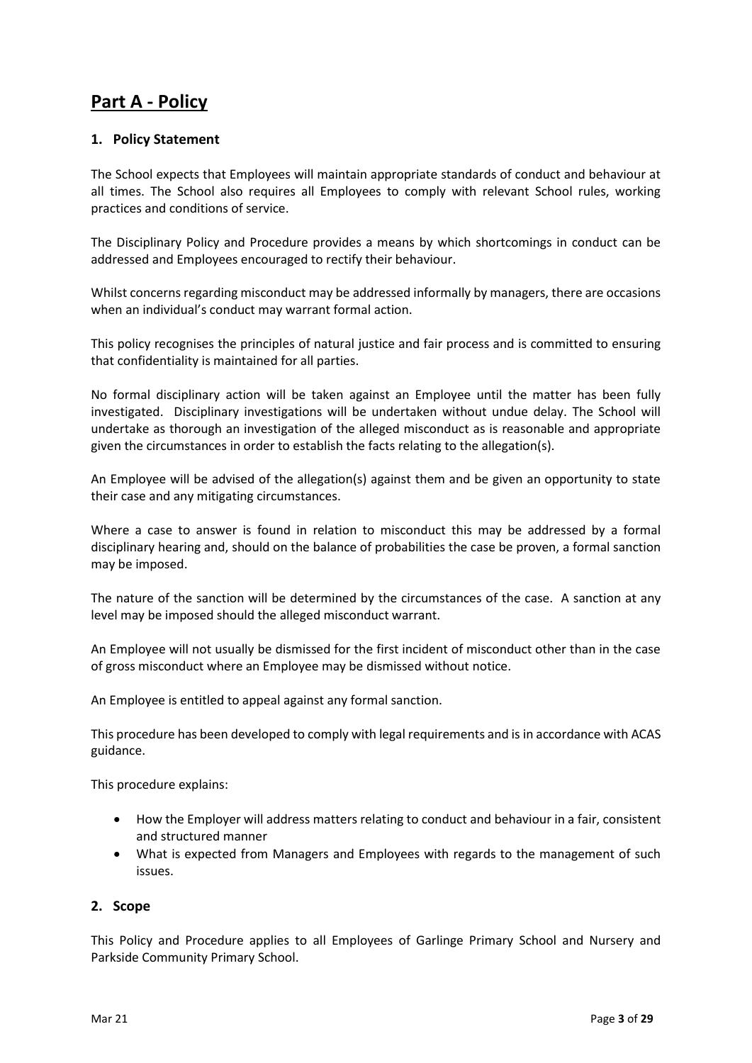# Part A - Policy

## 1. Policy Statement

The School expects that Employees will maintain appropriate standards of conduct and behaviour at all times. The School also requires all Employees to comply with relevant School rules, working practices and conditions of service.

The Disciplinary Policy and Procedure provides a means by which shortcomings in conduct can be addressed and Employees encouraged to rectify their behaviour.

Whilst concerns regarding misconduct may be addressed informally by managers, there are occasions when an individual's conduct may warrant formal action.

This policy recognises the principles of natural justice and fair process and is committed to ensuring that confidentiality is maintained for all parties.

No formal disciplinary action will be taken against an Employee until the matter has been fully investigated. Disciplinary investigations will be undertaken without undue delay. The School will undertake as thorough an investigation of the alleged misconduct as is reasonable and appropriate given the circumstances in order to establish the facts relating to the allegation(s).

An Employee will be advised of the allegation(s) against them and be given an opportunity to state their case and any mitigating circumstances.

Where a case to answer is found in relation to misconduct this may be addressed by a formal disciplinary hearing and, should on the balance of probabilities the case be proven, a formal sanction may be imposed.

The nature of the sanction will be determined by the circumstances of the case. A sanction at any level may be imposed should the alleged misconduct warrant.

An Employee will not usually be dismissed for the first incident of misconduct other than in the case of gross misconduct where an Employee may be dismissed without notice.

An Employee is entitled to appeal against any formal sanction.

This procedure has been developed to comply with legal requirements and is in accordance with ACAS guidance.

This procedure explains:

- How the Employer will address matters relating to conduct and behaviour in a fair, consistent and structured manner
- What is expected from Managers and Employees with regards to the management of such issues.

## 2. Scope

This Policy and Procedure applies to all Employees of Garlinge Primary School and Nursery and Parkside Community Primary School.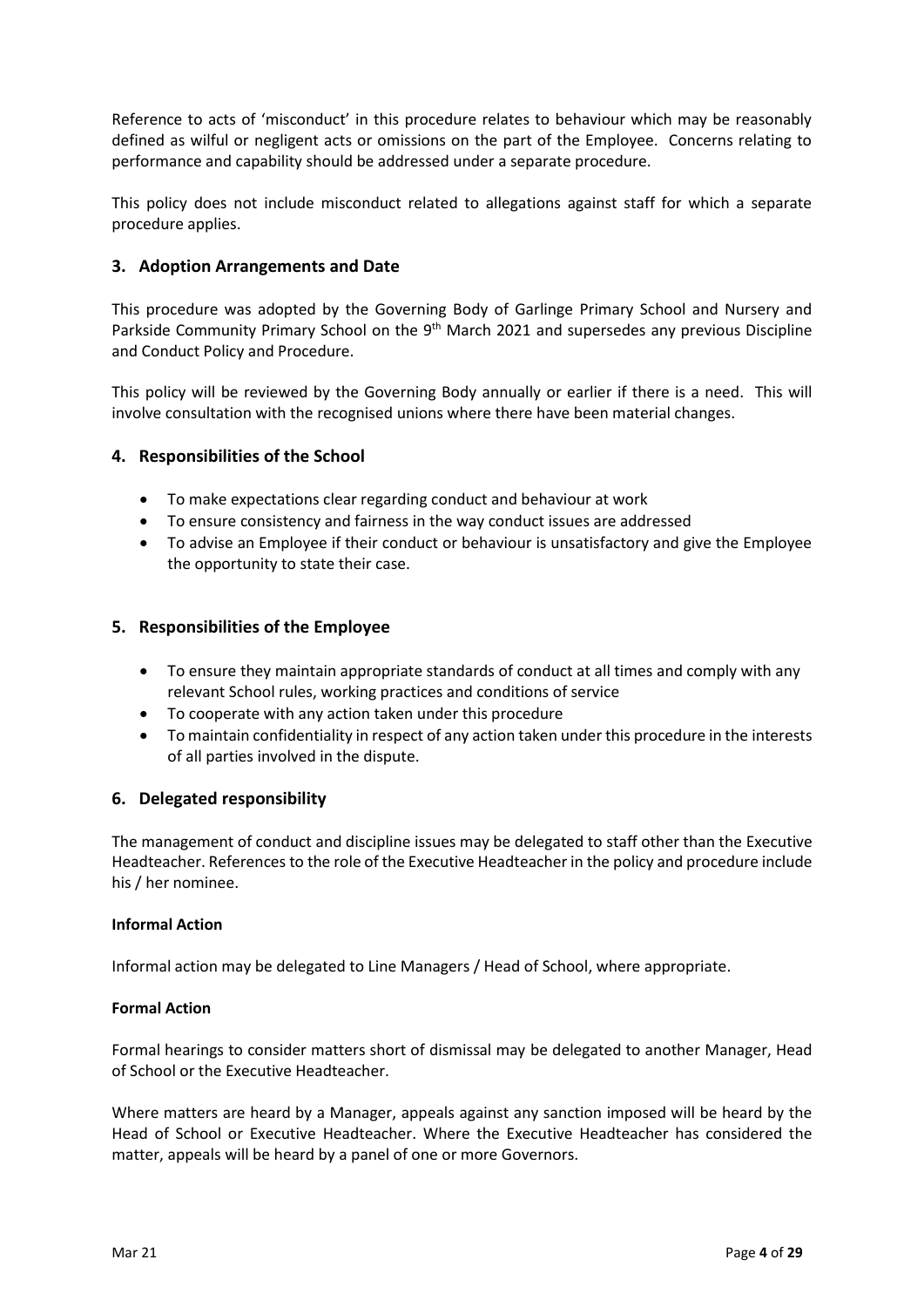Reference to acts of 'misconduct' in this procedure relates to behaviour which may be reasonably defined as wilful or negligent acts or omissions on the part of the Employee. Concerns relating to performance and capability should be addressed under a separate procedure.

This policy does not include misconduct related to allegations against staff for which a separate procedure applies.

## 3. Adoption Arrangements and Date

This procedure was adopted by the Governing Body of Garlinge Primary School and Nursery and Parkside Community Primary School on the 9th March 2021 and supersedes any previous Discipline and Conduct Policy and Procedure.

This policy will be reviewed by the Governing Body annually or earlier if there is a need. This will involve consultation with the recognised unions where there have been material changes.

## 4. Responsibilities of the School

- To make expectations clear regarding conduct and behaviour at work
- To ensure consistency and fairness in the way conduct issues are addressed
- To advise an Employee if their conduct or behaviour is unsatisfactory and give the Employee the opportunity to state their case.

## 5. Responsibilities of the Employee

- To ensure they maintain appropriate standards of conduct at all times and comply with any relevant School rules, working practices and conditions of service
- To cooperate with any action taken under this procedure
- To maintain confidentiality in respect of any action taken under this procedure in the interests of all parties involved in the dispute.

## 6. Delegated responsibility

The management of conduct and discipline issues may be delegated to staff other than the Executive Headteacher. References to the role of the Executive Headteacher in the policy and procedure include his / her nominee.

**Informal Action**

Informal action may be delegated to Line Managers / Head of School, where appropriate.

**Formal Action**

Formal hearings to consider matters short of dismissal may be delegated to another Manager, Head of School or the Executive Headteacher.

Where matters are heard by a Manager, appeals against any sanction imposed will be heard by the Head of School or Executive Headteacher. Where the Executive Headteacher has considered the matter, appeals will be heard by a panel of one or more Governors.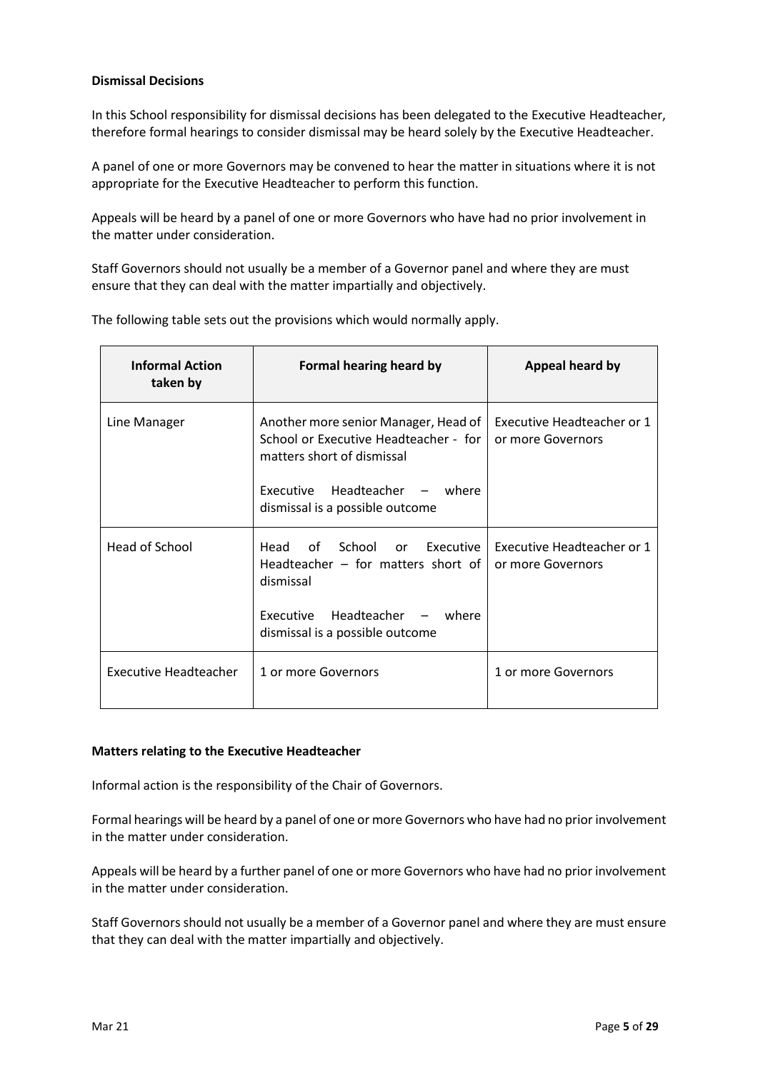**Dismissal Decisions**

In this School responsibility for dismissal decisions has been delegated to the Executive Headteacher, therefore formal hearings to consider dismissal may be heard solely by the Executive Headteacher.

A panel of one or more Governors may be convened to hear the matter in situations where it is not appropriate for the Executive Headteacher to perform this function.

Appeals will be heard by a panel of one or more Governors who have had no prior involvement in the matter under consideration.

Staff Governors should not usually be a member of a Governor panel and where they are must ensure that they can deal with the matter impartially and objectively.

The following table sets out the provisions which would normally apply.

| Informal Action taken by | Formal hearing heard by | Appeal heard by |
|---|---|---|
| Line Manager | Another more senior Manager, Head of School or Executive Headteacher - for matters short of dismissal<br><br>Executive Headteacher – where dismissal is a possible outcome | Executive Headteacher or 1 or more Governors |
| Head of School | Head of School or Executive Headteacher – for matters short of dismissal<br><br>Executive Headteacher – where dismissal is a possible outcome | Executive Headteacher or 1 or more Governors |
| Executive Headteacher | 1 or more Governors | 1 or more Governors |

**Matters relating to the Executive Headteacher**

Informal action is the responsibility of the Chair of Governors.

Formal hearings will be heard by a panel of one or more Governors who have had no prior involvement in the matter under consideration.

Appeals will be heard by a further panel of one or more Governors who have had no prior involvement in the matter under consideration.

Staff Governors should not usually be a member of a Governor panel and where they are must ensure that they can deal with the matter impartially and objectively.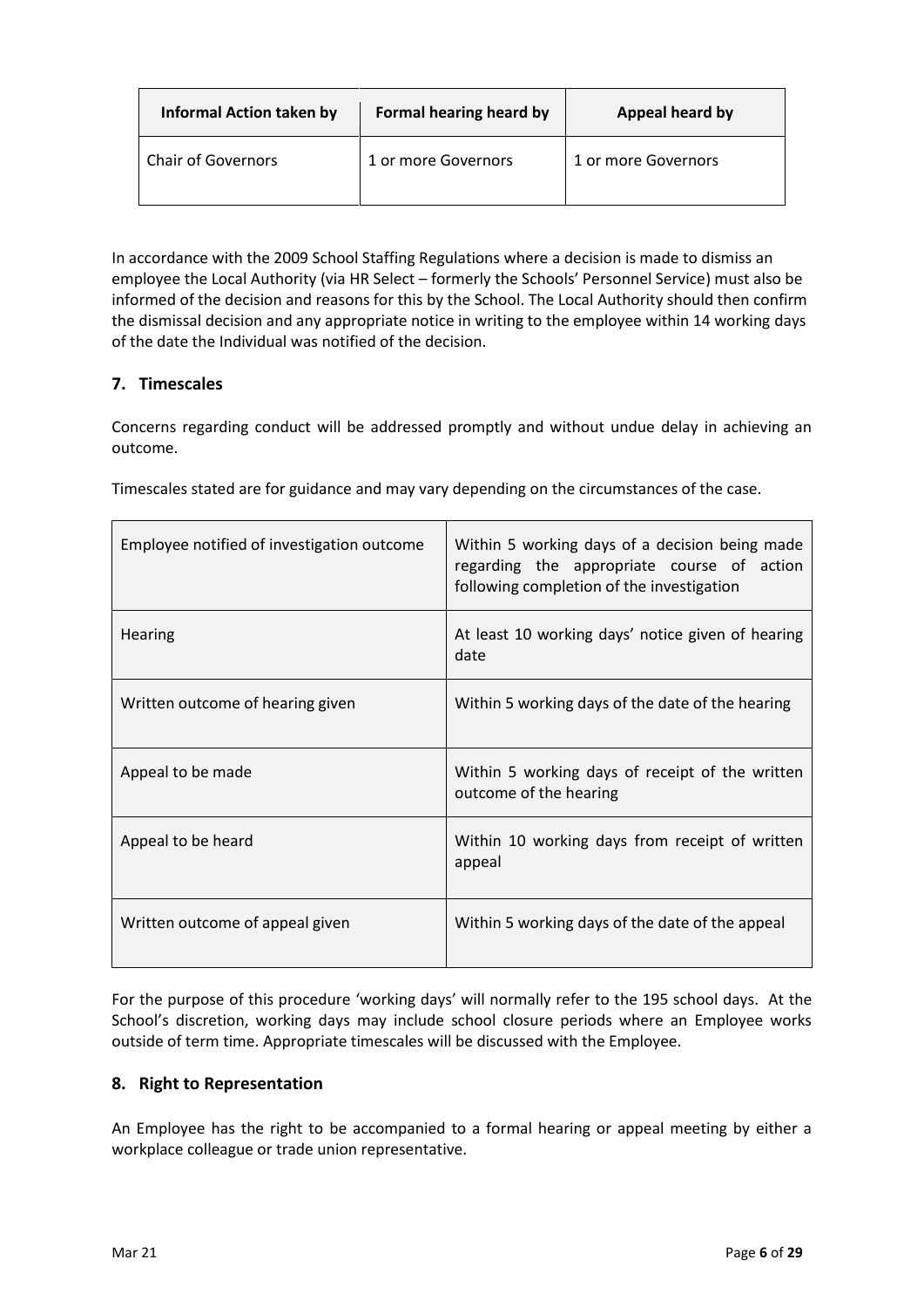| Informal Action taken by | Formal hearing heard by | Appeal heard by |
| --- | --- | --- |
| Chair of Governors | 1 or more Governors | 1 or more Governors |

In accordance with the 2009 School Staffing Regulations where a decision is made to dismiss an employee the Local Authority (via HR Select – formerly the Schools' Personnel Service) must also be informed of the decision and reasons for this by the School. The Local Authority should then confirm the dismissal decision and any appropriate notice in writing to the employee within 14 working days of the date the Individual was notified of the decision.

## 7. Timescales

Concerns regarding conduct will be addressed promptly and without undue delay in achieving an outcome.

Timescales stated are for guidance and may vary depending on the circumstances of the case.

| | |
| --- | --- |
| Employee notified of investigation outcome | Within 5 working days of a decision being made regarding the appropriate course of action following completion of the investigation |
| Hearing | At least 10 working days' notice given of hearing date |
| Written outcome of hearing given | Within 5 working days of the date of the hearing |
| Appeal to be made | Within 5 working days of receipt of the written outcome of the hearing |
| Appeal to be heard | Within 10 working days from receipt of written appeal |
| Written outcome of appeal given | Within 5 working days of the date of the appeal |

For the purpose of this procedure 'working days' will normally refer to the 195 school days. At the School's discretion, working days may include school closure periods where an Employee works outside of term time. Appropriate timescales will be discussed with the Employee.

## 8. Right to Representation

An Employee has the right to be accompanied to a formal hearing or appeal meeting by either a workplace colleague or trade union representative.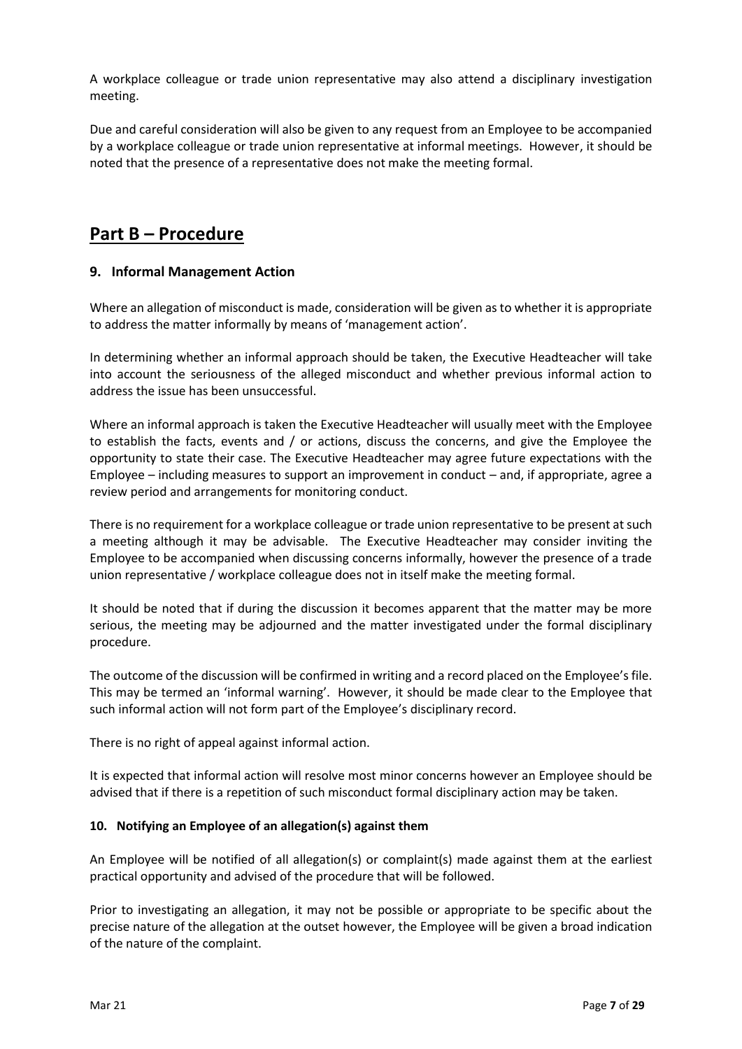A workplace colleague or trade union representative may also attend a disciplinary investigation meeting.

Due and careful consideration will also be given to any request from an Employee to be accompanied by a workplace colleague or trade union representative at informal meetings. However, it should be noted that the presence of a representative does not make the meeting formal.

# Part B – Procedure

### 9. Informal Management Action

Where an allegation of misconduct is made, consideration will be given as to whether it is appropriate to address the matter informally by means of 'management action'.

In determining whether an informal approach should be taken, the Executive Headteacher will take into account the seriousness of the alleged misconduct and whether previous informal action to address the issue has been unsuccessful.

Where an informal approach is taken the Executive Headteacher will usually meet with the Employee to establish the facts, events and / or actions, discuss the concerns, and give the Employee the opportunity to state their case. The Executive Headteacher may agree future expectations with the Employee – including measures to support an improvement in conduct – and, if appropriate, agree a review period and arrangements for monitoring conduct.

There is no requirement for a workplace colleague or trade union representative to be present at such a meeting although it may be advisable. The Executive Headteacher may consider inviting the Employee to be accompanied when discussing concerns informally, however the presence of a trade union representative / workplace colleague does not in itself make the meeting formal.

It should be noted that if during the discussion it becomes apparent that the matter may be more serious, the meeting may be adjourned and the matter investigated under the formal disciplinary procedure.

The outcome of the discussion will be confirmed in writing and a record placed on the Employee's file. This may be termed an 'informal warning'. However, it should be made clear to the Employee that such informal action will not form part of the Employee's disciplinary record.

There is no right of appeal against informal action.

It is expected that informal action will resolve most minor concerns however an Employee should be advised that if there is a repetition of such misconduct formal disciplinary action may be taken.

#### 10. Notifying an Employee of an allegation(s) against them

An Employee will be notified of all allegation(s) or complaint(s) made against them at the earliest practical opportunity and advised of the procedure that will be followed.

Prior to investigating an allegation, it may not be possible or appropriate to be specific about the precise nature of the allegation at the outset however, the Employee will be given a broad indication of the nature of the complaint.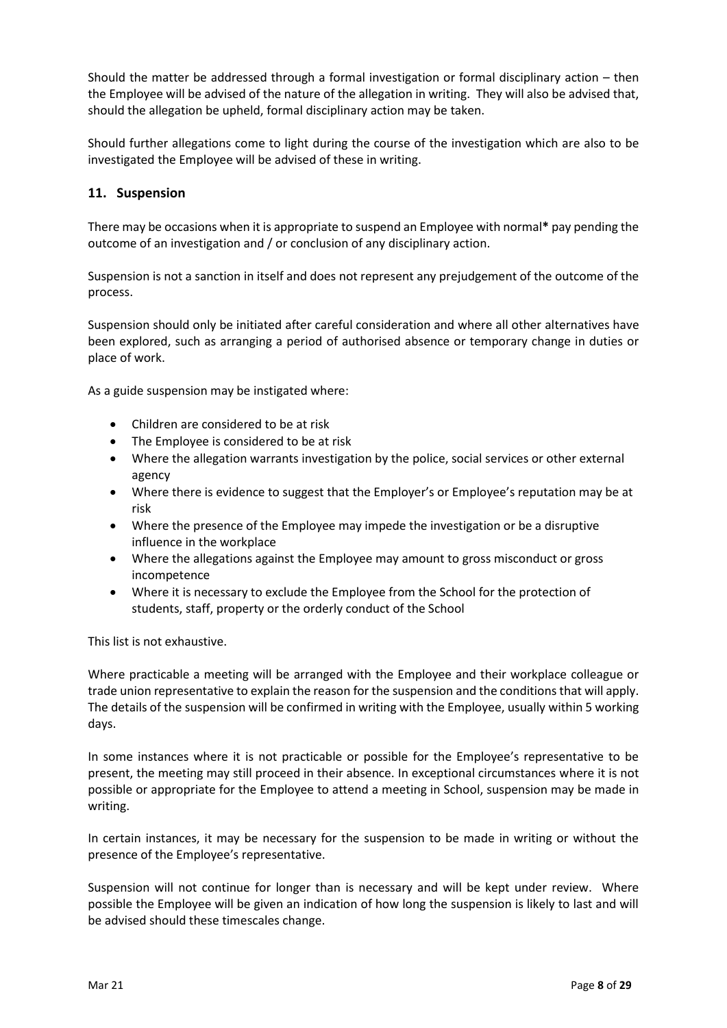Should the matter be addressed through a formal investigation or formal disciplinary action – then the Employee will be advised of the nature of the allegation in writing. They will also be advised that, should the allegation be upheld, formal disciplinary action may be taken.

Should further allegations come to light during the course of the investigation which are also to be investigated the Employee will be advised of these in writing.

## 11. Suspension

There may be occasions when it is appropriate to suspend an Employee with normal* pay pending the outcome of an investigation and / or conclusion of any disciplinary action.

Suspension is not a sanction in itself and does not represent any prejudgement of the outcome of the process.

Suspension should only be initiated after careful consideration and where all other alternatives have been explored, such as arranging a period of authorised absence or temporary change in duties or place of work.

As a guide suspension may be instigated where:

- Children are considered to be at risk
- The Employee is considered to be at risk
- Where the allegation warrants investigation by the police, social services or other external agency
- Where there is evidence to suggest that the Employer's or Employee's reputation may be at risk
- Where the presence of the Employee may impede the investigation or be a disruptive influence in the workplace
- Where the allegations against the Employee may amount to gross misconduct or gross incompetence
- Where it is necessary to exclude the Employee from the School for the protection of students, staff, property or the orderly conduct of the School

This list is not exhaustive.

Where practicable a meeting will be arranged with the Employee and their workplace colleague or trade union representative to explain the reason for the suspension and the conditions that will apply. The details of the suspension will be confirmed in writing with the Employee, usually within 5 working days.

In some instances where it is not practicable or possible for the Employee's representative to be present, the meeting may still proceed in their absence. In exceptional circumstances where it is not possible or appropriate for the Employee to attend a meeting in School, suspension may be made in writing.

In certain instances, it may be necessary for the suspension to be made in writing or without the presence of the Employee's representative.

Suspension will not continue for longer than is necessary and will be kept under review. Where possible the Employee will be given an indication of how long the suspension is likely to last and will be advised should these timescales change.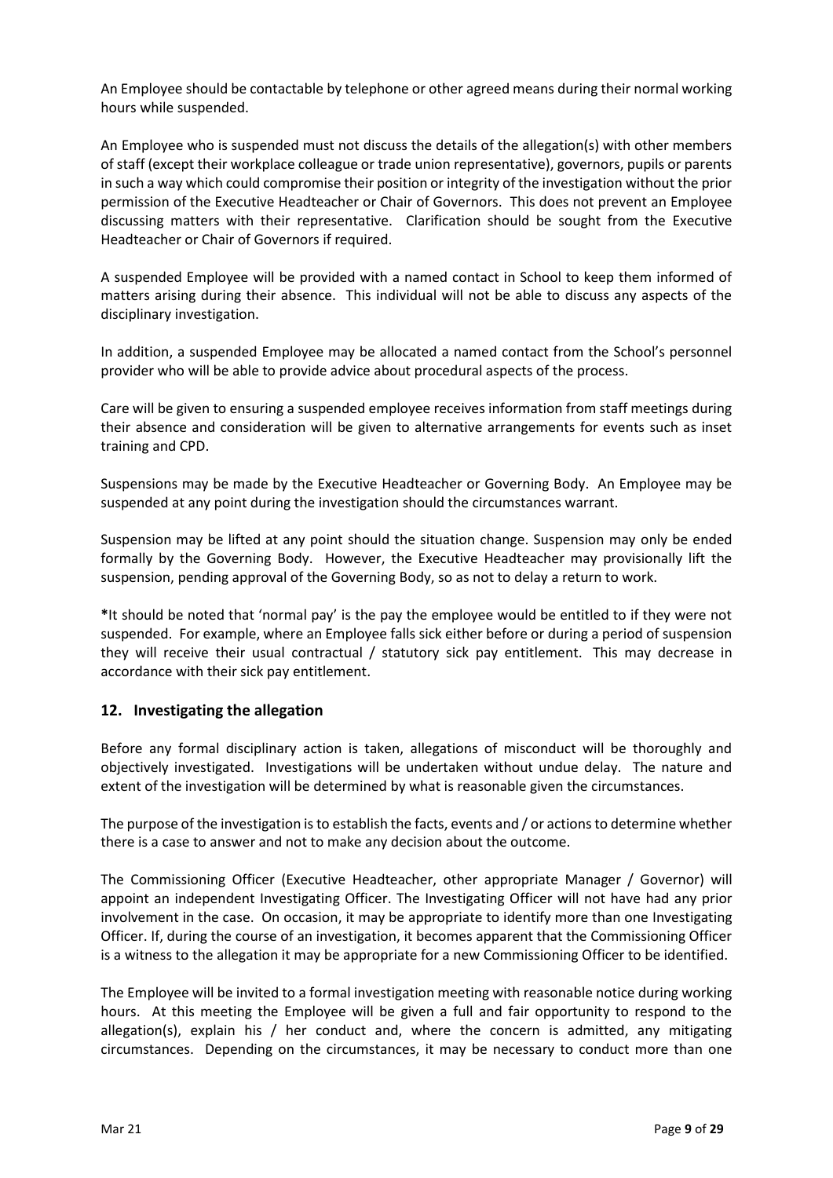An Employee should be contactable by telephone or other agreed means during their normal working hours while suspended.

An Employee who is suspended must not discuss the details of the allegation(s) with other members of staff (except their workplace colleague or trade union representative), governors, pupils or parents in such a way which could compromise their position or integrity of the investigation without the prior permission of the Executive Headteacher or Chair of Governors. This does not prevent an Employee discussing matters with their representative. Clarification should be sought from the Executive Headteacher or Chair of Governors if required.

A suspended Employee will be provided with a named contact in School to keep them informed of matters arising during their absence. This individual will not be able to discuss any aspects of the disciplinary investigation.

In addition, a suspended Employee may be allocated a named contact from the School's personnel provider who will be able to provide advice about procedural aspects of the process.

Care will be given to ensuring a suspended employee receives information from staff meetings during their absence and consideration will be given to alternative arrangements for events such as inset training and CPD.

Suspensions may be made by the Executive Headteacher or Governing Body. An Employee may be suspended at any point during the investigation should the circumstances warrant.

Suspension may be lifted at any point should the situation change. Suspension may only be ended formally by the Governing Body. However, the Executive Headteacher may provisionally lift the suspension, pending approval of the Governing Body, so as not to delay a return to work.

**\***It should be noted that 'normal pay' is the pay the employee would be entitled to if they were not suspended. For example, where an Employee falls sick either before or during a period of suspension they will receive their usual contractual / statutory sick pay entitlement. This may decrease in accordance with their sick pay entitlement.

## 12. Investigating the allegation

Before any formal disciplinary action is taken, allegations of misconduct will be thoroughly and objectively investigated. Investigations will be undertaken without undue delay. The nature and extent of the investigation will be determined by what is reasonable given the circumstances.

The purpose of the investigation is to establish the facts, events and / or actions to determine whether there is a case to answer and not to make any decision about the outcome.

The Commissioning Officer (Executive Headteacher, other appropriate Manager / Governor) will appoint an independent Investigating Officer. The Investigating Officer will not have had any prior involvement in the case. On occasion, it may be appropriate to identify more than one Investigating Officer. If, during the course of an investigation, it becomes apparent that the Commissioning Officer is a witness to the allegation it may be appropriate for a new Commissioning Officer to be identified.

The Employee will be invited to a formal investigation meeting with reasonable notice during working hours. At this meeting the Employee will be given a full and fair opportunity to respond to the allegation(s), explain his / her conduct and, where the concern is admitted, any mitigating circumstances. Depending on the circumstances, it may be necessary to conduct more than one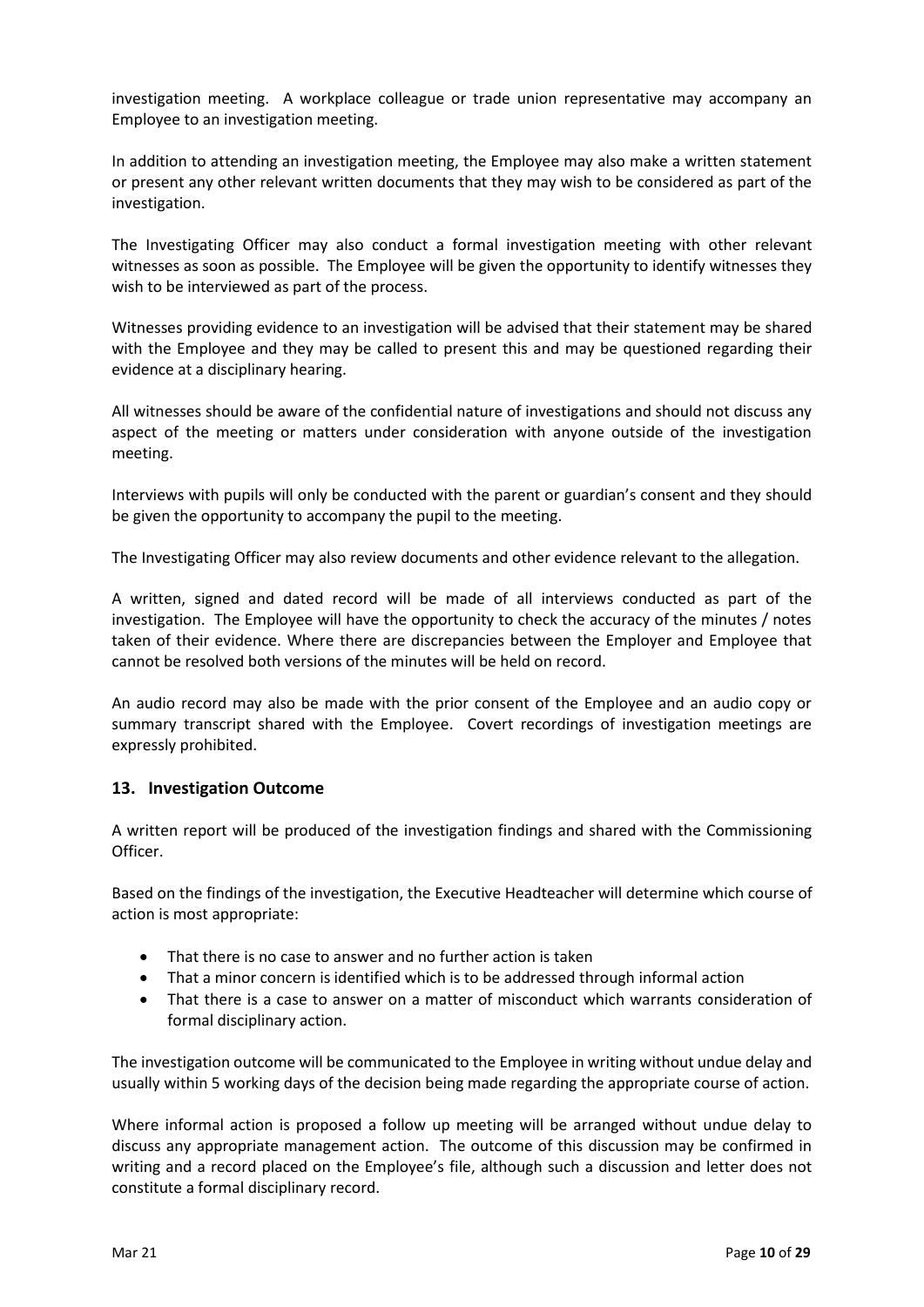investigation meeting. A workplace colleague or trade union representative may accompany an Employee to an investigation meeting.

In addition to attending an investigation meeting, the Employee may also make a written statement or present any other relevant written documents that they may wish to be considered as part of the investigation.

The Investigating Officer may also conduct a formal investigation meeting with other relevant witnesses as soon as possible. The Employee will be given the opportunity to identify witnesses they wish to be interviewed as part of the process.

Witnesses providing evidence to an investigation will be advised that their statement may be shared with the Employee and they may be called to present this and may be questioned regarding their evidence at a disciplinary hearing.

All witnesses should be aware of the confidential nature of investigations and should not discuss any aspect of the meeting or matters under consideration with anyone outside of the investigation meeting.

Interviews with pupils will only be conducted with the parent or guardian's consent and they should be given the opportunity to accompany the pupil to the meeting.

The Investigating Officer may also review documents and other evidence relevant to the allegation.

A written, signed and dated record will be made of all interviews conducted as part of the investigation. The Employee will have the opportunity to check the accuracy of the minutes / notes taken of their evidence. Where there are discrepancies between the Employer and Employee that cannot be resolved both versions of the minutes will be held on record.

An audio record may also be made with the prior consent of the Employee and an audio copy or summary transcript shared with the Employee. Covert recordings of investigation meetings are expressly prohibited.

## 13. Investigation Outcome

A written report will be produced of the investigation findings and shared with the Commissioning Officer.

Based on the findings of the investigation, the Executive Headteacher will determine which course of action is most appropriate:

- That there is no case to answer and no further action is taken
- That a minor concern is identified which is to be addressed through informal action
- That there is a case to answer on a matter of misconduct which warrants consideration of formal disciplinary action.

The investigation outcome will be communicated to the Employee in writing without undue delay and usually within 5 working days of the decision being made regarding the appropriate course of action.

Where informal action is proposed a follow up meeting will be arranged without undue delay to discuss any appropriate management action. The outcome of this discussion may be confirmed in writing and a record placed on the Employee's file, although such a discussion and letter does not constitute a formal disciplinary record.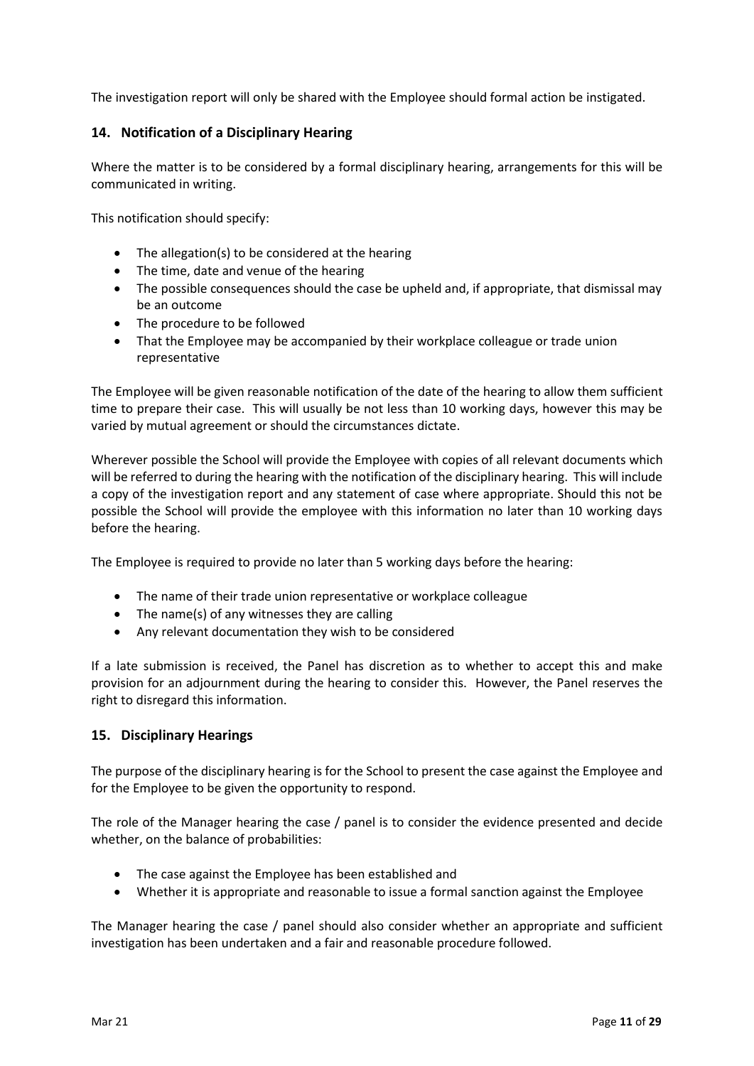The investigation report will only be shared with the Employee should formal action be instigated.

## 14. Notification of a Disciplinary Hearing

Where the matter is to be considered by a formal disciplinary hearing, arrangements for this will be communicated in writing.

This notification should specify:

- The allegation(s) to be considered at the hearing
- The time, date and venue of the hearing
- The possible consequences should the case be upheld and, if appropriate, that dismissal may be an outcome
- The procedure to be followed
- That the Employee may be accompanied by their workplace colleague or trade union representative

The Employee will be given reasonable notification of the date of the hearing to allow them sufficient time to prepare their case. This will usually be not less than 10 working days, however this may be varied by mutual agreement or should the circumstances dictate.

Wherever possible the School will provide the Employee with copies of all relevant documents which will be referred to during the hearing with the notification of the disciplinary hearing. This will include a copy of the investigation report and any statement of case where appropriate. Should this not be possible the School will provide the employee with this information no later than 10 working days before the hearing.

The Employee is required to provide no later than 5 working days before the hearing:

- The name of their trade union representative or workplace colleague
- The name(s) of any witnesses they are calling
- Any relevant documentation they wish to be considered

If a late submission is received, the Panel has discretion as to whether to accept this and make provision for an adjournment during the hearing to consider this. However, the Panel reserves the right to disregard this information.

## 15. Disciplinary Hearings

The purpose of the disciplinary hearing is for the School to present the case against the Employee and for the Employee to be given the opportunity to respond.

The role of the Manager hearing the case / panel is to consider the evidence presented and decide whether, on the balance of probabilities:

- The case against the Employee has been established and
- Whether it is appropriate and reasonable to issue a formal sanction against the Employee

The Manager hearing the case / panel should also consider whether an appropriate and sufficient investigation has been undertaken and a fair and reasonable procedure followed.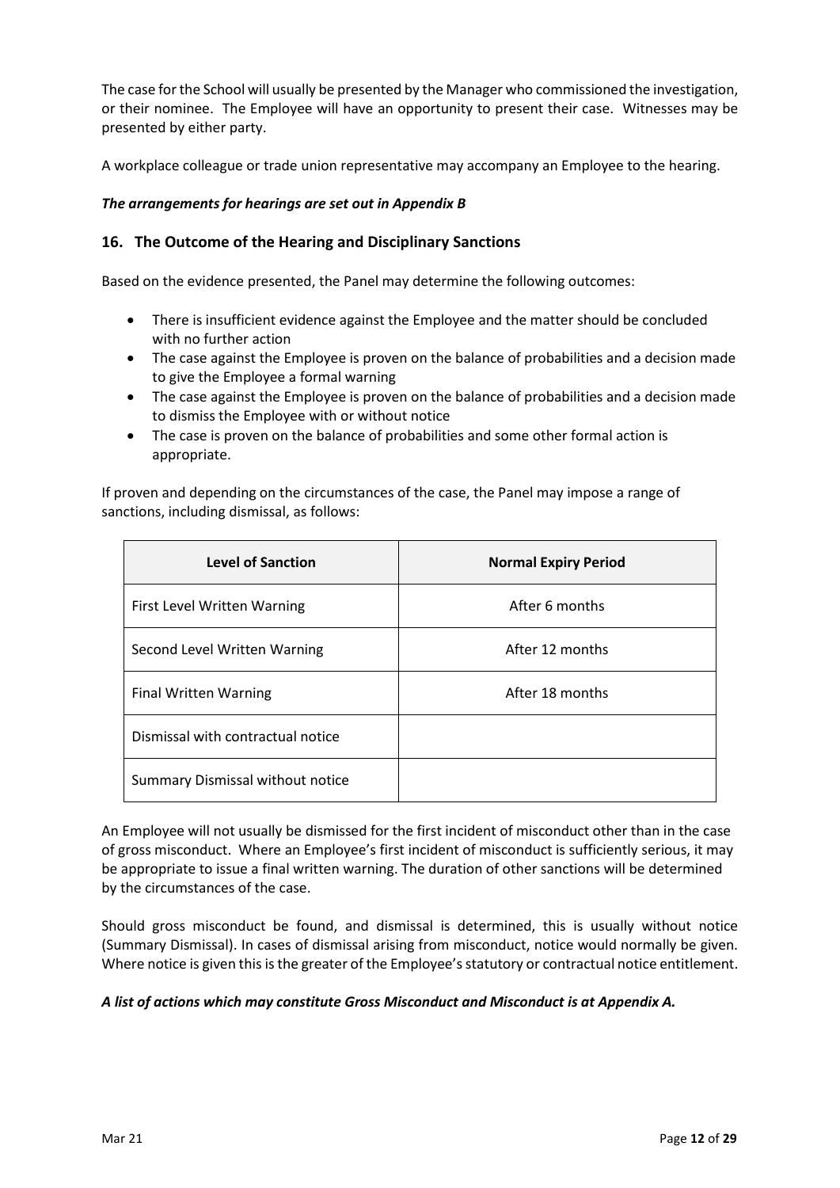The case for the School will usually be presented by the Manager who commissioned the investigation, or their nominee. The Employee will have an opportunity to present their case. Witnesses may be presented by either party.

A workplace colleague or trade union representative may accompany an Employee to the hearing.

***The arrangements for hearings are set out in Appendix B***

## 16. The Outcome of the Hearing and Disciplinary Sanctions

Based on the evidence presented, the Panel may determine the following outcomes:

- There is insufficient evidence against the Employee and the matter should be concluded with no further action
- The case against the Employee is proven on the balance of probabilities and a decision made to give the Employee a formal warning
- The case against the Employee is proven on the balance of probabilities and a decision made to dismiss the Employee with or without notice
- The case is proven on the balance of probabilities and some other formal action is appropriate.

If proven and depending on the circumstances of the case, the Panel may impose a range of sanctions, including dismissal, as follows:

| Level of Sanction | Normal Expiry Period |
|---|---|
| First Level Written Warning | After 6 months |
| Second Level Written Warning | After 12 months |
| Final Written Warning | After 18 months |
| Dismissal with contractual notice | |
| Summary Dismissal without notice | |

An Employee will not usually be dismissed for the first incident of misconduct other than in the case of gross misconduct. Where an Employee's first incident of misconduct is sufficiently serious, it may be appropriate to issue a final written warning. The duration of other sanctions will be determined by the circumstances of the case.

Should gross misconduct be found, and dismissal is determined, this is usually without notice (Summary Dismissal). In cases of dismissal arising from misconduct, notice would normally be given. Where notice is given this is the greater of the Employee's statutory or contractual notice entitlement.

***A list of actions which may constitute Gross Misconduct and Misconduct is at Appendix A.***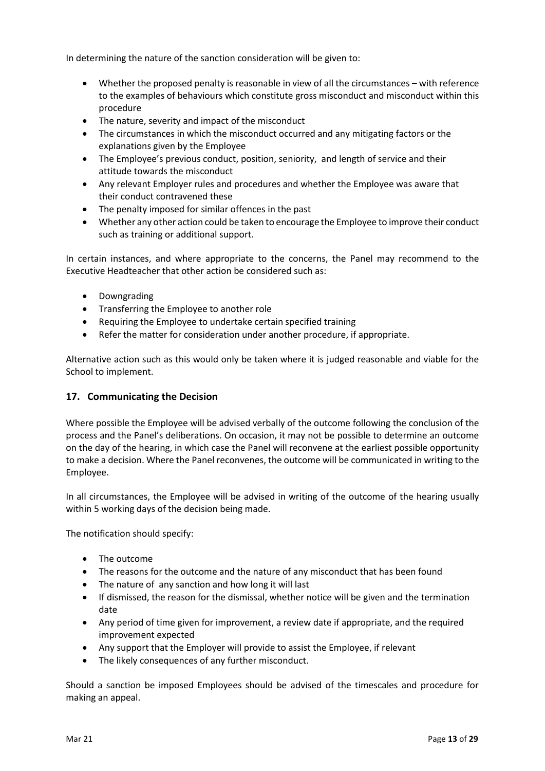In determining the nature of the sanction consideration will be given to:

- Whether the proposed penalty is reasonable in view of all the circumstances – with reference to the examples of behaviours which constitute gross misconduct and misconduct within this procedure
- The nature, severity and impact of the misconduct
- The circumstances in which the misconduct occurred and any mitigating factors or the explanations given by the Employee
- The Employee's previous conduct, position, seniority, and length of service and their attitude towards the misconduct
- Any relevant Employer rules and procedures and whether the Employee was aware that their conduct contravened these
- The penalty imposed for similar offences in the past
- Whether any other action could be taken to encourage the Employee to improve their conduct such as training or additional support.

In certain instances, and where appropriate to the concerns, the Panel may recommend to the Executive Headteacher that other action be considered such as:

- Downgrading
- Transferring the Employee to another role
- Requiring the Employee to undertake certain specified training
- Refer the matter for consideration under another procedure, if appropriate.

Alternative action such as this would only be taken where it is judged reasonable and viable for the School to implement.

## 17. Communicating the Decision

Where possible the Employee will be advised verbally of the outcome following the conclusion of the process and the Panel's deliberations. On occasion, it may not be possible to determine an outcome on the day of the hearing, in which case the Panel will reconvene at the earliest possible opportunity to make a decision. Where the Panel reconvenes, the outcome will be communicated in writing to the Employee.

In all circumstances, the Employee will be advised in writing of the outcome of the hearing usually within 5 working days of the decision being made.

The notification should specify:

- The outcome
- The reasons for the outcome and the nature of any misconduct that has been found
- The nature of any sanction and how long it will last
- If dismissed, the reason for the dismissal, whether notice will be given and the termination date
- Any period of time given for improvement, a review date if appropriate, and the required improvement expected
- Any support that the Employer will provide to assist the Employee, if relevant
- The likely consequences of any further misconduct.

Should a sanction be imposed Employees should be advised of the timescales and procedure for making an appeal.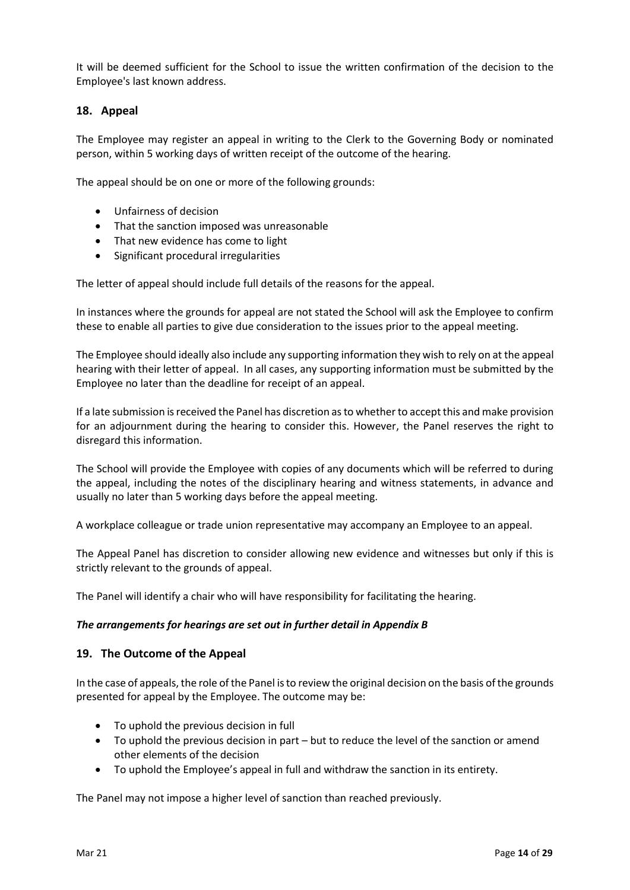It will be deemed sufficient for the School to issue the written confirmation of the decision to the Employee's last known address.

## 18. Appeal

The Employee may register an appeal in writing to the Clerk to the Governing Body or nominated person, within 5 working days of written receipt of the outcome of the hearing.

The appeal should be on one or more of the following grounds:

- Unfairness of decision
- That the sanction imposed was unreasonable
- That new evidence has come to light
- Significant procedural irregularities

The letter of appeal should include full details of the reasons for the appeal.

In instances where the grounds for appeal are not stated the School will ask the Employee to confirm these to enable all parties to give due consideration to the issues prior to the appeal meeting.

The Employee should ideally also include any supporting information they wish to rely on at the appeal hearing with their letter of appeal. In all cases, any supporting information must be submitted by the Employee no later than the deadline for receipt of an appeal.

If a late submission is received the Panel has discretion as to whether to accept this and make provision for an adjournment during the hearing to consider this. However, the Panel reserves the right to disregard this information.

The School will provide the Employee with copies of any documents which will be referred to during the appeal, including the notes of the disciplinary hearing and witness statements, in advance and usually no later than 5 working days before the appeal meeting.

A workplace colleague or trade union representative may accompany an Employee to an appeal.

The Appeal Panel has discretion to consider allowing new evidence and witnesses but only if this is strictly relevant to the grounds of appeal.

The Panel will identify a chair who will have responsibility for facilitating the hearing.

***The arrangements for hearings are set out in further detail in Appendix B***

## 19. The Outcome of the Appeal

In the case of appeals, the role of the Panel is to review the original decision on the basis of the grounds presented for appeal by the Employee. The outcome may be:

- To uphold the previous decision in full
- To uphold the previous decision in part – but to reduce the level of the sanction or amend other elements of the decision
- To uphold the Employee's appeal in full and withdraw the sanction in its entirety.

The Panel may not impose a higher level of sanction than reached previously.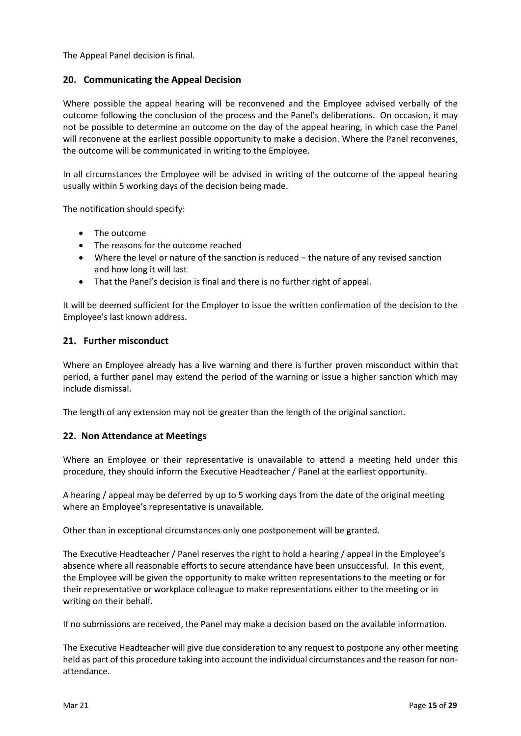The Appeal Panel decision is final.

## 20. Communicating the Appeal Decision

Where possible the appeal hearing will be reconvened and the Employee advised verbally of the outcome following the conclusion of the process and the Panel's deliberations. On occasion, it may not be possible to determine an outcome on the day of the appeal hearing, in which case the Panel will reconvene at the earliest possible opportunity to make a decision. Where the Panel reconvenes, the outcome will be communicated in writing to the Employee.

In all circumstances the Employee will be advised in writing of the outcome of the appeal hearing usually within 5 working days of the decision being made.

The notification should specify:

- The outcome
- The reasons for the outcome reached
- Where the level or nature of the sanction is reduced – the nature of any revised sanction and how long it will last
- That the Panel's decision is final and there is no further right of appeal.

It will be deemed sufficient for the Employer to issue the written confirmation of the decision to the Employee's last known address.

## 21. Further misconduct

Where an Employee already has a live warning and there is further proven misconduct within that period, a further panel may extend the period of the warning or issue a higher sanction which may include dismissal.

The length of any extension may not be greater than the length of the original sanction.

## 22. Non Attendance at Meetings

Where an Employee or their representative is unavailable to attend a meeting held under this procedure, they should inform the Executive Headteacher / Panel at the earliest opportunity.

A hearing / appeal may be deferred by up to 5 working days from the date of the original meeting where an Employee's representative is unavailable.

Other than in exceptional circumstances only one postponement will be granted.

The Executive Headteacher / Panel reserves the right to hold a hearing / appeal in the Employee's absence where all reasonable efforts to secure attendance have been unsuccessful. In this event, the Employee will be given the opportunity to make written representations to the meeting or for their representative or workplace colleague to make representations either to the meeting or in writing on their behalf.

If no submissions are received, the Panel may make a decision based on the available information.

The Executive Headteacher will give due consideration to any request to postpone any other meeting held as part of this procedure taking into account the individual circumstances and the reason for non-attendance.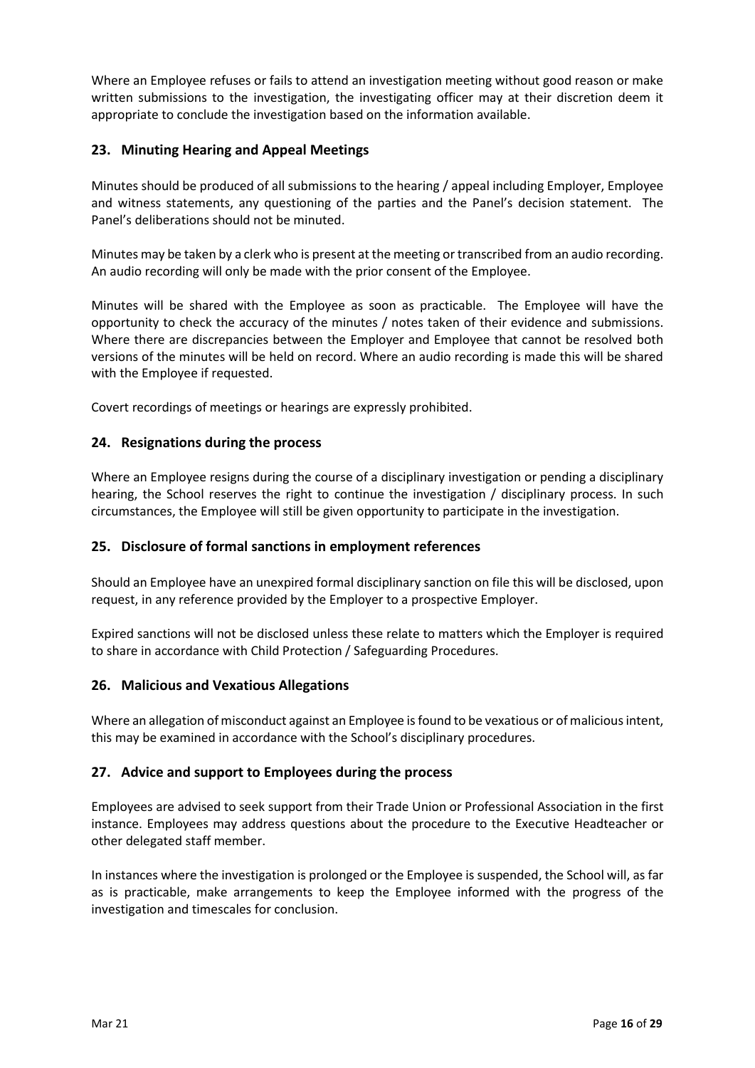Where an Employee refuses or fails to attend an investigation meeting without good reason or make written submissions to the investigation, the investigating officer may at their discretion deem it appropriate to conclude the investigation based on the information available.

## 23. Minuting Hearing and Appeal Meetings

Minutes should be produced of all submissions to the hearing / appeal including Employer, Employee and witness statements, any questioning of the parties and the Panel's decision statement. The Panel's deliberations should not be minuted.

Minutes may be taken by a clerk who is present at the meeting or transcribed from an audio recording. An audio recording will only be made with the prior consent of the Employee.

Minutes will be shared with the Employee as soon as practicable. The Employee will have the opportunity to check the accuracy of the minutes / notes taken of their evidence and submissions. Where there are discrepancies between the Employer and Employee that cannot be resolved both versions of the minutes will be held on record. Where an audio recording is made this will be shared with the Employee if requested.

Covert recordings of meetings or hearings are expressly prohibited.

## 24. Resignations during the process

Where an Employee resigns during the course of a disciplinary investigation or pending a disciplinary hearing, the School reserves the right to continue the investigation / disciplinary process. In such circumstances, the Employee will still be given opportunity to participate in the investigation.

## 25. Disclosure of formal sanctions in employment references

Should an Employee have an unexpired formal disciplinary sanction on file this will be disclosed, upon request, in any reference provided by the Employer to a prospective Employer.

Expired sanctions will not be disclosed unless these relate to matters which the Employer is required to share in accordance with Child Protection / Safeguarding Procedures.

## 26. Malicious and Vexatious Allegations

Where an allegation of misconduct against an Employee is found to be vexatious or of malicious intent, this may be examined in accordance with the School's disciplinary procedures.

## 27. Advice and support to Employees during the process

Employees are advised to seek support from their Trade Union or Professional Association in the first instance. Employees may address questions about the procedure to the Executive Headteacher or other delegated staff member.

In instances where the investigation is prolonged or the Employee is suspended, the School will, as far as is practicable, make arrangements to keep the Employee informed with the progress of the investigation and timescales for conclusion.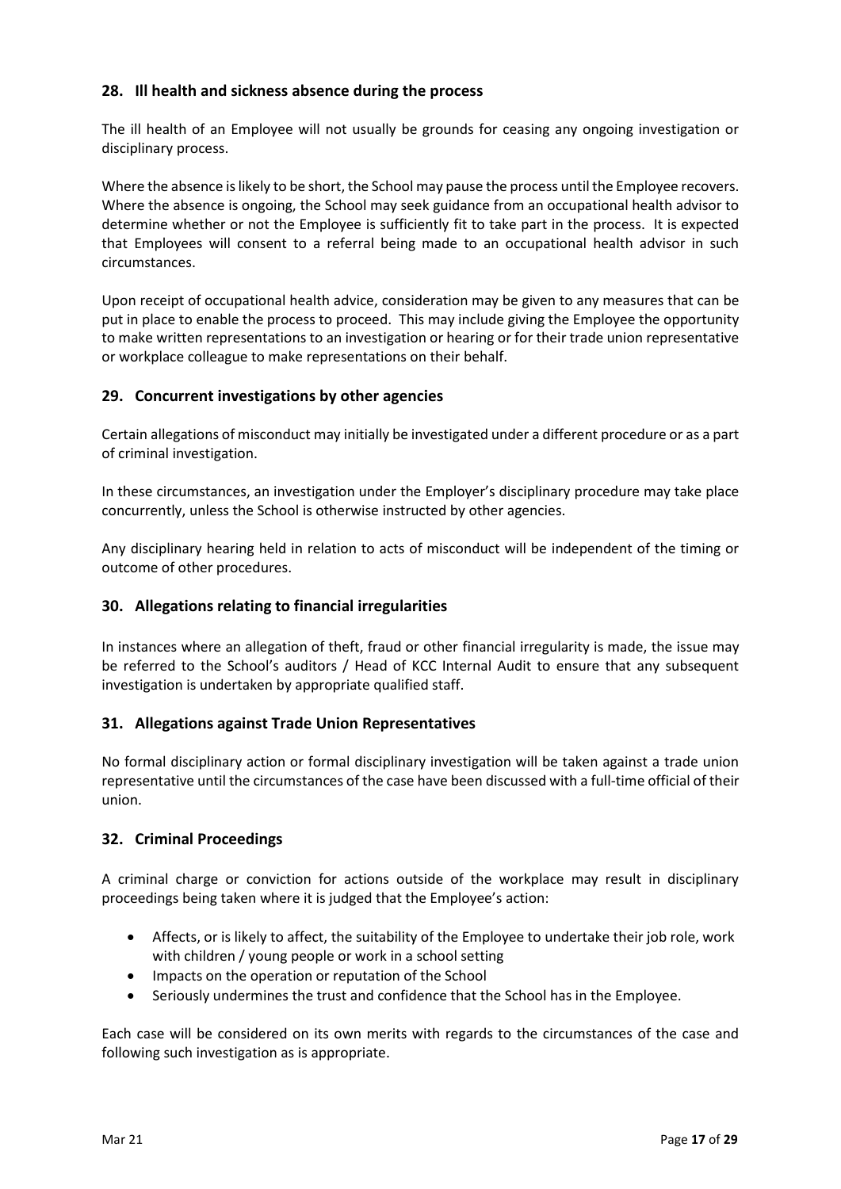## 28. Ill health and sickness absence during the process

The ill health of an Employee will not usually be grounds for ceasing any ongoing investigation or disciplinary process.

Where the absence is likely to be short, the School may pause the process until the Employee recovers. Where the absence is ongoing, the School may seek guidance from an occupational health advisor to determine whether or not the Employee is sufficiently fit to take part in the process. It is expected that Employees will consent to a referral being made to an occupational health advisor in such circumstances.

Upon receipt of occupational health advice, consideration may be given to any measures that can be put in place to enable the process to proceed. This may include giving the Employee the opportunity to make written representations to an investigation or hearing or for their trade union representative or workplace colleague to make representations on their behalf.

## 29. Concurrent investigations by other agencies

Certain allegations of misconduct may initially be investigated under a different procedure or as a part of criminal investigation.

In these circumstances, an investigation under the Employer's disciplinary procedure may take place concurrently, unless the School is otherwise instructed by other agencies.

Any disciplinary hearing held in relation to acts of misconduct will be independent of the timing or outcome of other procedures.

## 30. Allegations relating to financial irregularities

In instances where an allegation of theft, fraud or other financial irregularity is made, the issue may be referred to the School's auditors / Head of KCC Internal Audit to ensure that any subsequent investigation is undertaken by appropriate qualified staff.

## 31. Allegations against Trade Union Representatives

No formal disciplinary action or formal disciplinary investigation will be taken against a trade union representative until the circumstances of the case have been discussed with a full-time official of their union.

## 32. Criminal Proceedings

A criminal charge or conviction for actions outside of the workplace may result in disciplinary proceedings being taken where it is judged that the Employee's action:

- Affects, or is likely to affect, the suitability of the Employee to undertake their job role, work with children / young people or work in a school setting
- Impacts on the operation or reputation of the School
- Seriously undermines the trust and confidence that the School has in the Employee.

Each case will be considered on its own merits with regards to the circumstances of the case and following such investigation as is appropriate.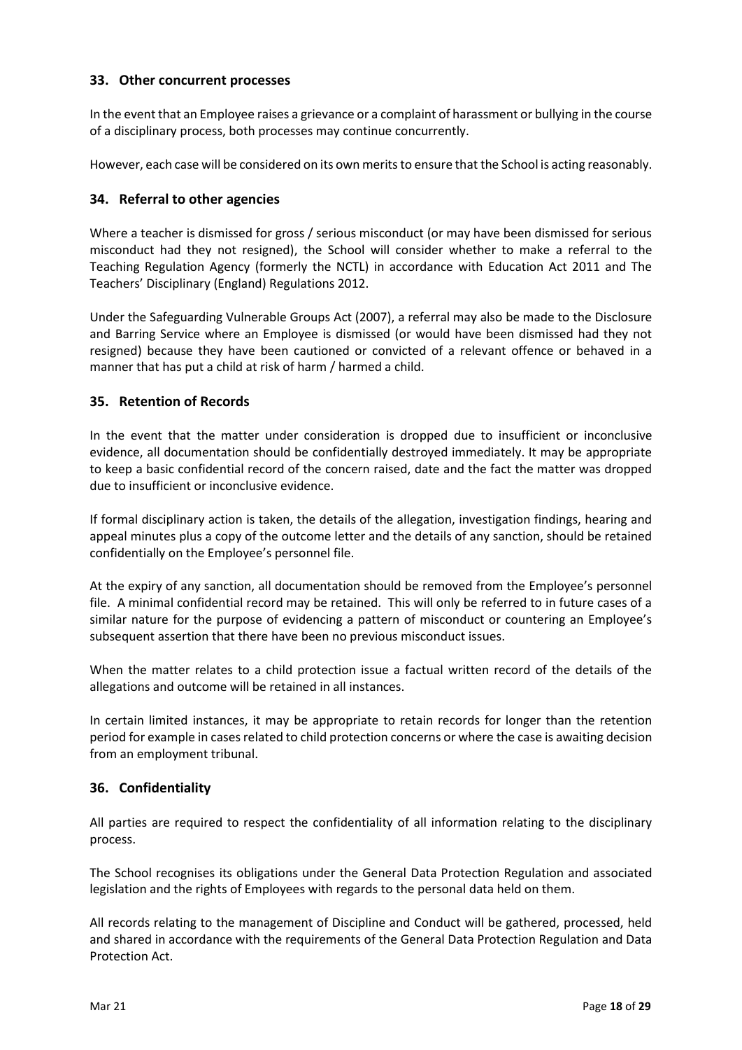## 33. Other concurrent processes

In the event that an Employee raises a grievance or a complaint of harassment or bullying in the course of a disciplinary process, both processes may continue concurrently.

However, each case will be considered on its own merits to ensure that the School is acting reasonably.

## 34. Referral to other agencies

Where a teacher is dismissed for gross / serious misconduct (or may have been dismissed for serious misconduct had they not resigned), the School will consider whether to make a referral to the Teaching Regulation Agency (formerly the NCTL) in accordance with Education Act 2011 and The Teachers' Disciplinary (England) Regulations 2012.

Under the Safeguarding Vulnerable Groups Act (2007), a referral may also be made to the Disclosure and Barring Service where an Employee is dismissed (or would have been dismissed had they not resigned) because they have been cautioned or convicted of a relevant offence or behaved in a manner that has put a child at risk of harm / harmed a child.

## 35. Retention of Records

In the event that the matter under consideration is dropped due to insufficient or inconclusive evidence, all documentation should be confidentially destroyed immediately. It may be appropriate to keep a basic confidential record of the concern raised, date and the fact the matter was dropped due to insufficient or inconclusive evidence.

If formal disciplinary action is taken, the details of the allegation, investigation findings, hearing and appeal minutes plus a copy of the outcome letter and the details of any sanction, should be retained confidentially on the Employee's personnel file.

At the expiry of any sanction, all documentation should be removed from the Employee's personnel file. A minimal confidential record may be retained. This will only be referred to in future cases of a similar nature for the purpose of evidencing a pattern of misconduct or countering an Employee's subsequent assertion that there have been no previous misconduct issues.

When the matter relates to a child protection issue a factual written record of the details of the allegations and outcome will be retained in all instances.

In certain limited instances, it may be appropriate to retain records for longer than the retention period for example in cases related to child protection concerns or where the case is awaiting decision from an employment tribunal.

## 36. Confidentiality

All parties are required to respect the confidentiality of all information relating to the disciplinary process.

The School recognises its obligations under the General Data Protection Regulation and associated legislation and the rights of Employees with regards to the personal data held on them.

All records relating to the management of Discipline and Conduct will be gathered, processed, held and shared in accordance with the requirements of the General Data Protection Regulation and Data Protection Act.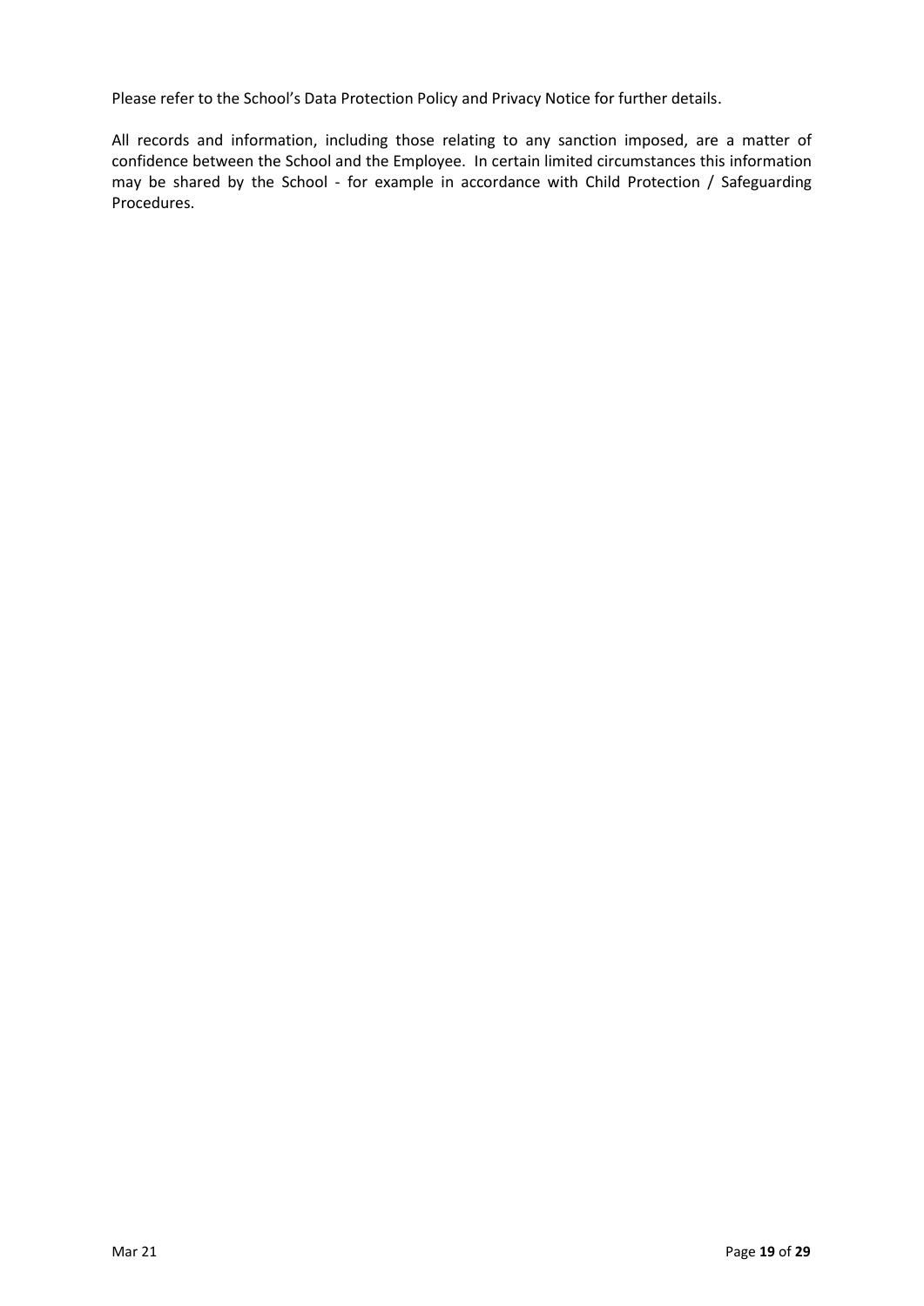Please refer to the School's Data Protection Policy and Privacy Notice for further details.

All records and information, including those relating to any sanction imposed, are a matter of confidence between the School and the Employee. In certain limited circumstances this information may be shared by the School - for example in accordance with Child Protection / Safeguarding Procedures.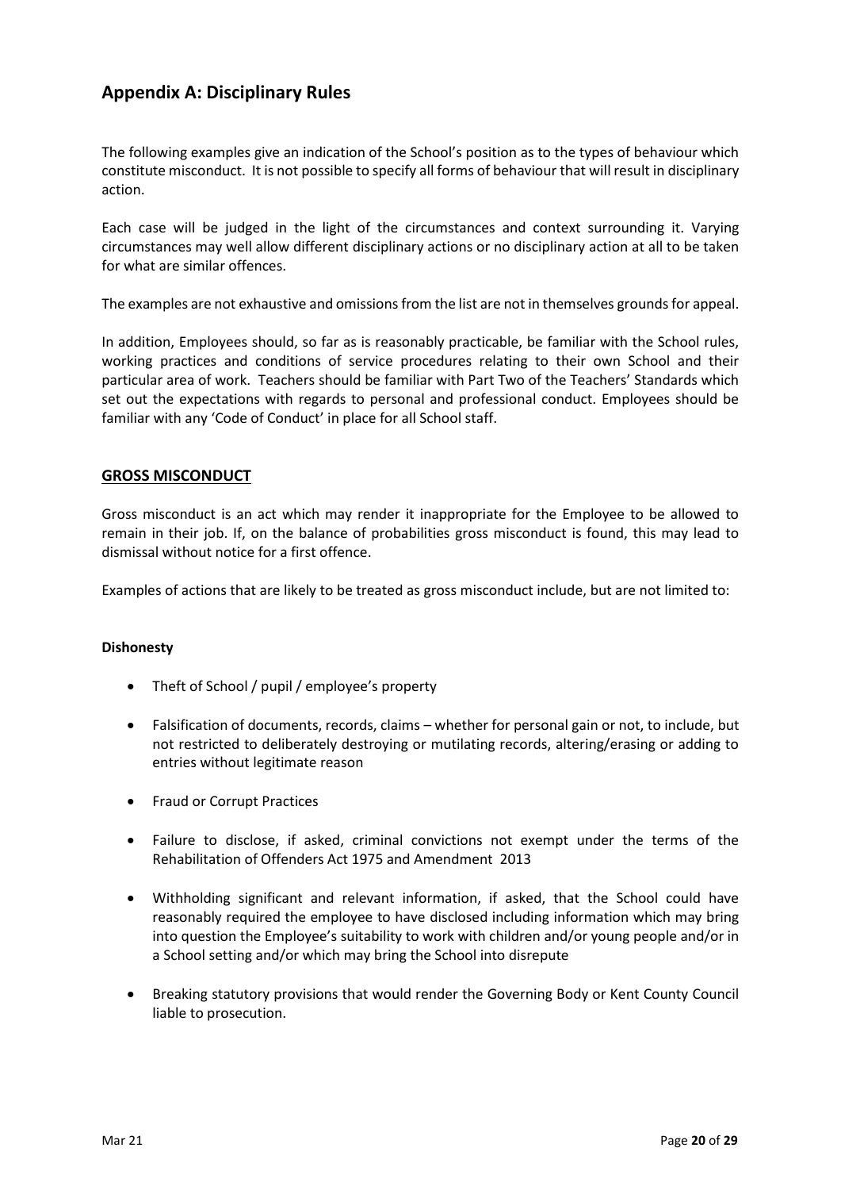## Appendix A: Disciplinary Rules

The following examples give an indication of the School's position as to the types of behaviour which constitute misconduct. It is not possible to specify all forms of behaviour that will result in disciplinary action.

Each case will be judged in the light of the circumstances and context surrounding it. Varying circumstances may well allow different disciplinary actions or no disciplinary action at all to be taken for what are similar offences.

The examples are not exhaustive and omissions from the list are not in themselves grounds for appeal.

In addition, Employees should, so far as is reasonably practicable, be familiar with the School rules, working practices and conditions of service procedures relating to their own School and their particular area of work. Teachers should be familiar with Part Two of the Teachers' Standards which set out the expectations with regards to personal and professional conduct. Employees should be familiar with any 'Code of Conduct' in place for all School staff.

### GROSS MISCONDUCT

Gross misconduct is an act which may render it inappropriate for the Employee to be allowed to remain in their job. If, on the balance of probabilities gross misconduct is found, this may lead to dismissal without notice for a first offence.

Examples of actions that are likely to be treated as gross misconduct include, but are not limited to:

**Dishonesty**

- Theft of School / pupil / employee's property
- Falsification of documents, records, claims – whether for personal gain or not, to include, but not restricted to deliberately destroying or mutilating records, altering/erasing or adding to entries without legitimate reason
- Fraud or Corrupt Practices
- Failure to disclose, if asked, criminal convictions not exempt under the terms of the Rehabilitation of Offenders Act 1975 and Amendment 2013
- Withholding significant and relevant information, if asked, that the School could have reasonably required the employee to have disclosed including information which may bring into question the Employee's suitability to work with children and/or young people and/or in a School setting and/or which may bring the School into disrepute
- Breaking statutory provisions that would render the Governing Body or Kent County Council liable to prosecution.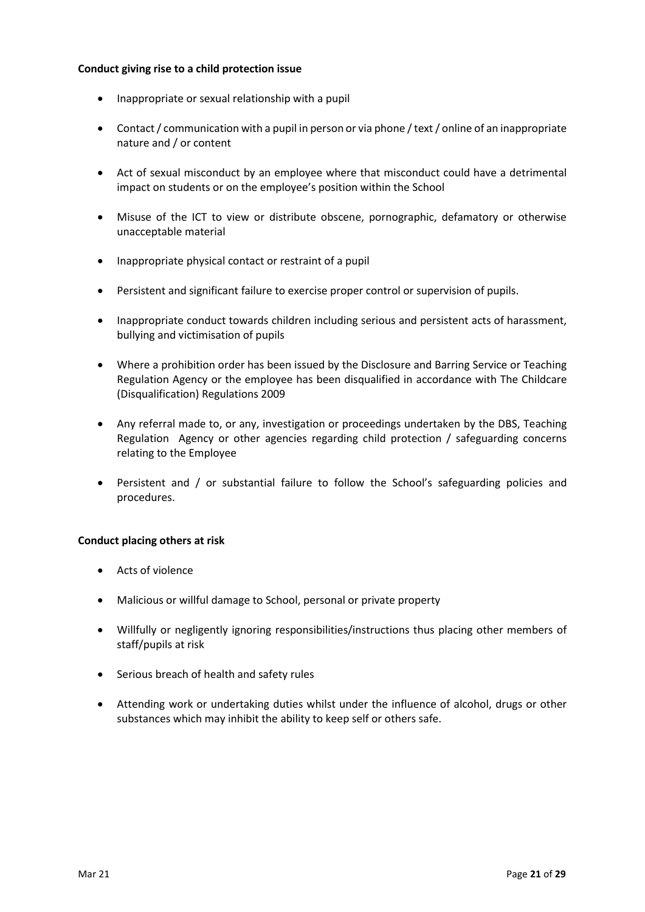**Conduct giving rise to a child protection issue**

- Inappropriate or sexual relationship with a pupil
- Contact / communication with a pupil in person or via phone / text / online of an inappropriate nature and / or content
- Act of sexual misconduct by an employee where that misconduct could have a detrimental impact on students or on the employee's position within the School
- Misuse of the ICT to view or distribute obscene, pornographic, defamatory or otherwise unacceptable material
- Inappropriate physical contact or restraint of a pupil
- Persistent and significant failure to exercise proper control or supervision of pupils.
- Inappropriate conduct towards children including serious and persistent acts of harassment, bullying and victimisation of pupils
- Where a prohibition order has been issued by the Disclosure and Barring Service or Teaching Regulation Agency or the employee has been disqualified in accordance with The Childcare (Disqualification) Regulations 2009
- Any referral made to, or any, investigation or proceedings undertaken by the DBS, Teaching Regulation Agency or other agencies regarding child protection / safeguarding concerns relating to the Employee
- Persistent and / or substantial failure to follow the School's safeguarding policies and procedures.

**Conduct placing others at risk**

- Acts of violence
- Malicious or willful damage to School, personal or private property
- Willfully or negligently ignoring responsibilities/instructions thus placing other members of staff/pupils at risk
- Serious breach of health and safety rules
- Attending work or undertaking duties whilst under the influence of alcohol, drugs or other substances which may inhibit the ability to keep self or others safe.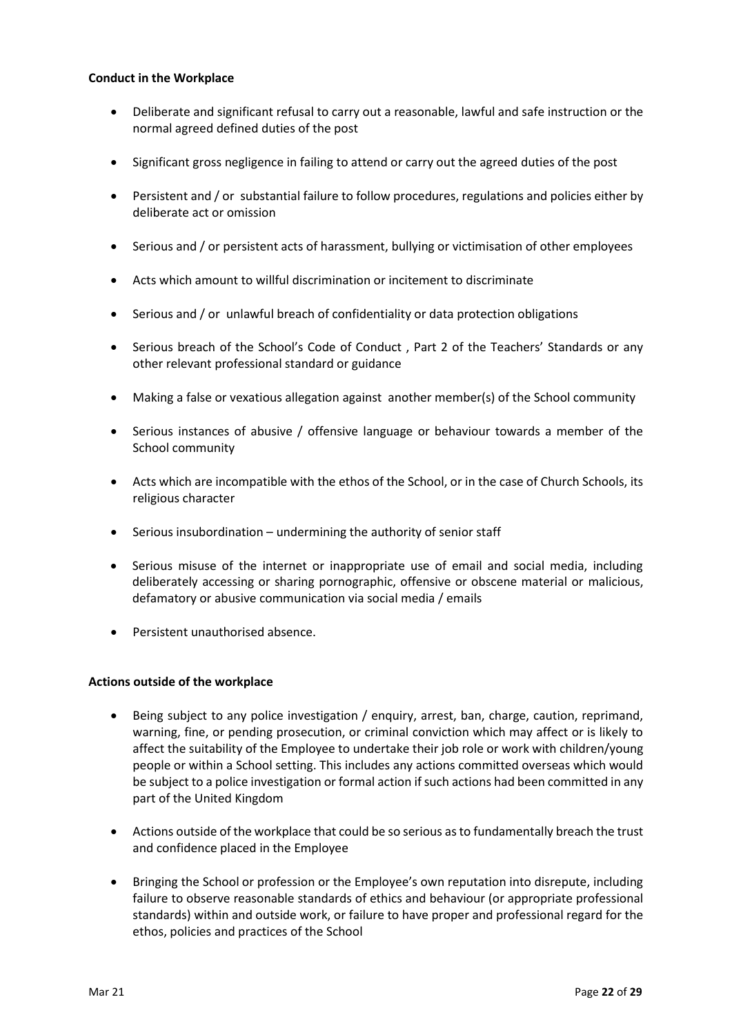**Conduct in the Workplace**

- Deliberate and significant refusal to carry out a reasonable, lawful and safe instruction or the normal agreed defined duties of the post
- Significant gross negligence in failing to attend or carry out the agreed duties of the post
- Persistent and / or substantial failure to follow procedures, regulations and policies either by deliberate act or omission
- Serious and / or persistent acts of harassment, bullying or victimisation of other employees
- Acts which amount to willful discrimination or incitement to discriminate
- Serious and / or unlawful breach of confidentiality or data protection obligations
- Serious breach of the School's Code of Conduct , Part 2 of the Teachers' Standards or any other relevant professional standard or guidance
- Making a false or vexatious allegation against another member(s) of the School community
- Serious instances of abusive / offensive language or behaviour towards a member of the School community
- Acts which are incompatible with the ethos of the School, or in the case of Church Schools, its religious character
- Serious insubordination – undermining the authority of senior staff
- Serious misuse of the internet or inappropriate use of email and social media, including deliberately accessing or sharing pornographic, offensive or obscene material or malicious, defamatory or abusive communication via social media / emails
- Persistent unauthorised absence.

**Actions outside of the workplace**

- Being subject to any police investigation / enquiry, arrest, ban, charge, caution, reprimand, warning, fine, or pending prosecution, or criminal conviction which may affect or is likely to affect the suitability of the Employee to undertake their job role or work with children/young people or within a School setting. This includes any actions committed overseas which would be subject to a police investigation or formal action if such actions had been committed in any part of the United Kingdom
- Actions outside of the workplace that could be so serious as to fundamentally breach the trust and confidence placed in the Employee
- Bringing the School or profession or the Employee's own reputation into disrepute, including failure to observe reasonable standards of ethics and behaviour (or appropriate professional standards) within and outside work, or failure to have proper and professional regard for the ethos, policies and practices of the School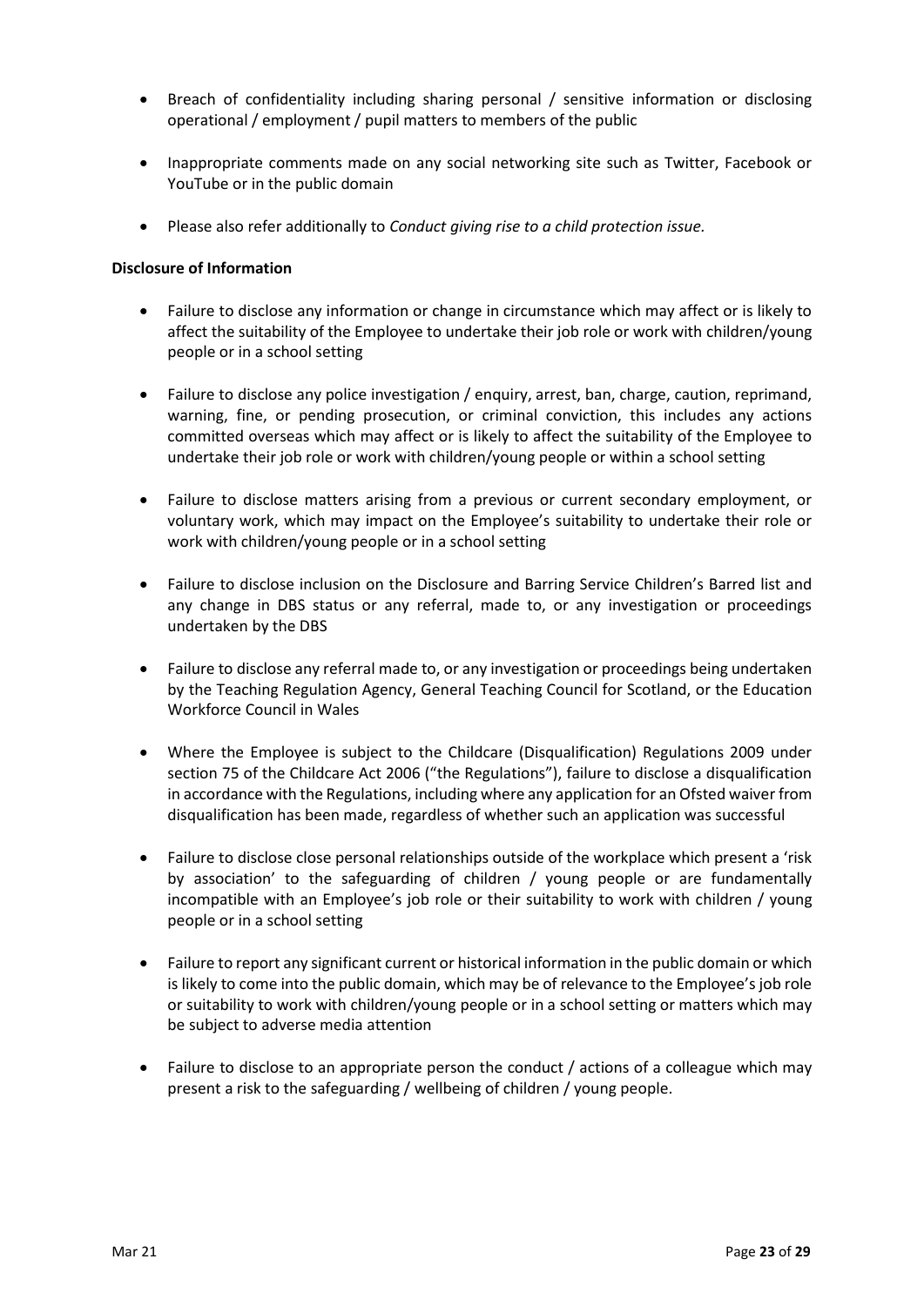- Breach of confidentiality including sharing personal / sensitive information or disclosing operational / employment / pupil matters to members of the public

- Inappropriate comments made on any social networking site such as Twitter, Facebook or YouTube or in the public domain

- Please also refer additionally to *Conduct giving rise to a child protection issue.*

**Disclosure of Information**

- Failure to disclose any information or change in circumstance which may affect or is likely to affect the suitability of the Employee to undertake their job role or work with children/young people or in a school setting

- Failure to disclose any police investigation / enquiry, arrest, ban, charge, caution, reprimand, warning, fine, or pending prosecution, or criminal conviction, this includes any actions committed overseas which may affect or is likely to affect the suitability of the Employee to undertake their job role or work with children/young people or within a school setting

- Failure to disclose matters arising from a previous or current secondary employment, or voluntary work, which may impact on the Employee's suitability to undertake their role or work with children/young people or in a school setting

- Failure to disclose inclusion on the Disclosure and Barring Service Children's Barred list and any change in DBS status or any referral, made to, or any investigation or proceedings undertaken by the DBS

- Failure to disclose any referral made to, or any investigation or proceedings being undertaken by the Teaching Regulation Agency, General Teaching Council for Scotland, or the Education Workforce Council in Wales

- Where the Employee is subject to the Childcare (Disqualification) Regulations 2009 under section 75 of the Childcare Act 2006 ("the Regulations"), failure to disclose a disqualification in accordance with the Regulations, including where any application for an Ofsted waiver from disqualification has been made, regardless of whether such an application was successful

- Failure to disclose close personal relationships outside of the workplace which present a 'risk by association' to the safeguarding of children / young people or are fundamentally incompatible with an Employee's job role or their suitability to work with children / young people or in a school setting

- Failure to report any significant current or historical information in the public domain or which is likely to come into the public domain, which may be of relevance to the Employee's job role or suitability to work with children/young people or in a school setting or matters which may be subject to adverse media attention

- Failure to disclose to an appropriate person the conduct / actions of a colleague which may present a risk to the safeguarding / wellbeing of children / young people.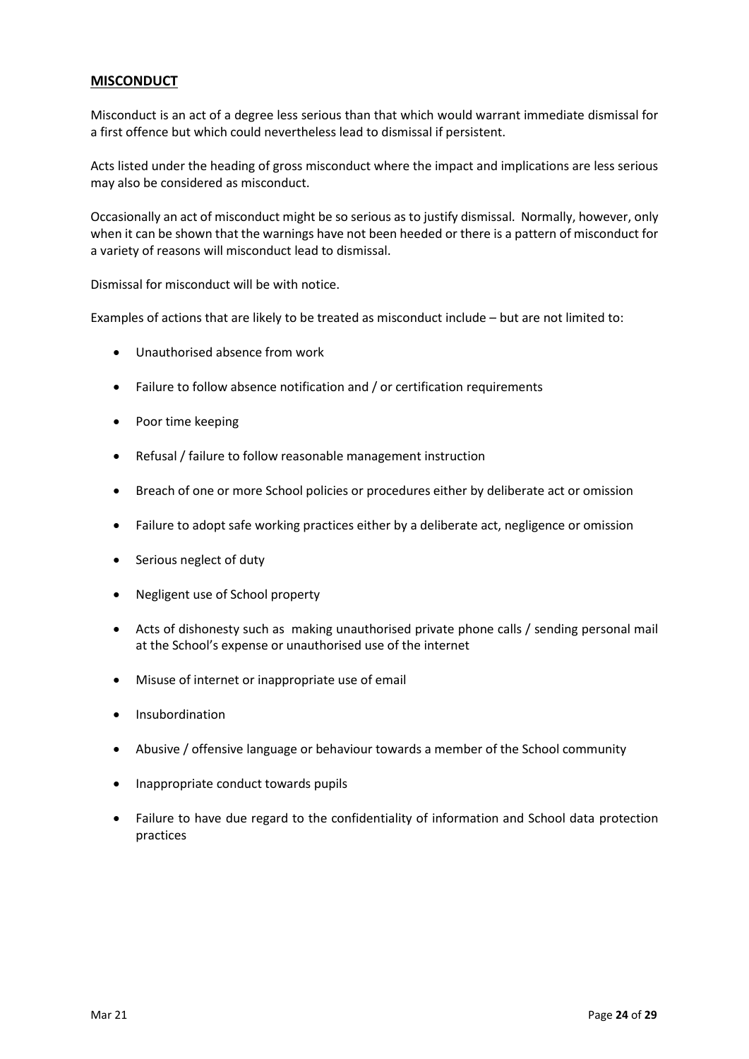## MISCONDUCT

Misconduct is an act of a degree less serious than that which would warrant immediate dismissal for a first offence but which could nevertheless lead to dismissal if persistent.

Acts listed under the heading of gross misconduct where the impact and implications are less serious may also be considered as misconduct.

Occasionally an act of misconduct might be so serious as to justify dismissal. Normally, however, only when it can be shown that the warnings have not been heeded or there is a pattern of misconduct for a variety of reasons will misconduct lead to dismissal.

Dismissal for misconduct will be with notice.

Examples of actions that are likely to be treated as misconduct include – but are not limited to:

- Unauthorised absence from work
- Failure to follow absence notification and / or certification requirements
- Poor time keeping
- Refusal / failure to follow reasonable management instruction
- Breach of one or more School policies or procedures either by deliberate act or omission
- Failure to adopt safe working practices either by a deliberate act, negligence or omission
- Serious neglect of duty
- Negligent use of School property
- Acts of dishonesty such as making unauthorised private phone calls / sending personal mail at the School's expense or unauthorised use of the internet
- Misuse of internet or inappropriate use of email
- Insubordination
- Abusive / offensive language or behaviour towards a member of the School community
- Inappropriate conduct towards pupils
- Failure to have due regard to the confidentiality of information and School data protection practices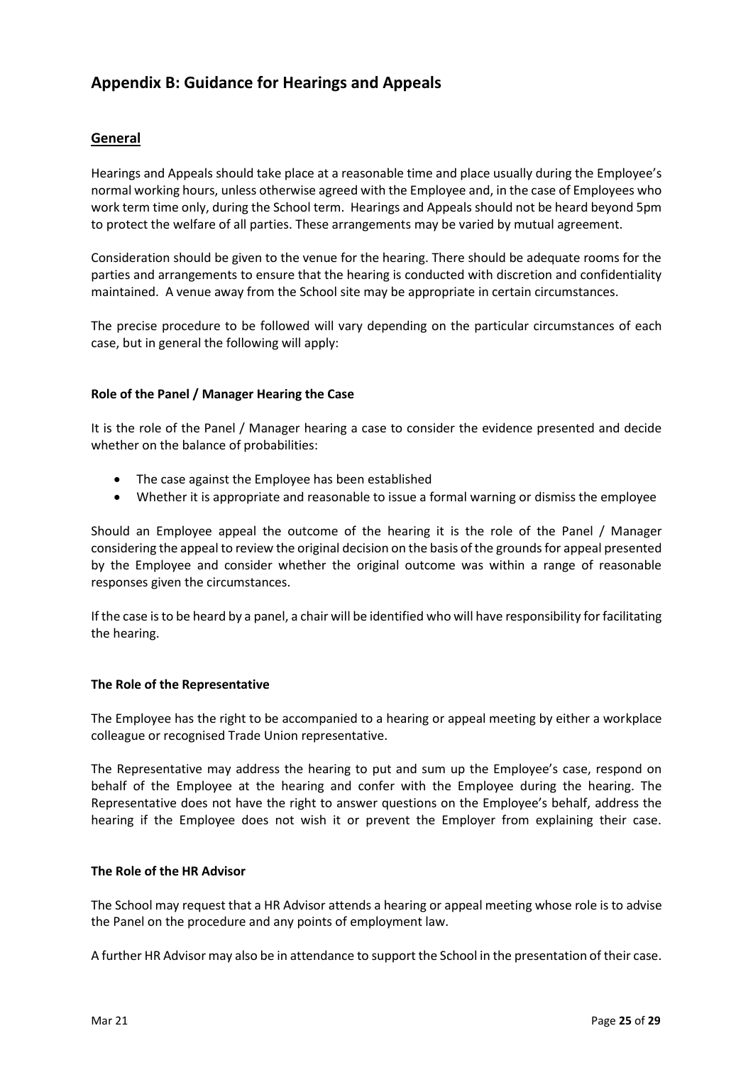## Appendix B: Guidance for Hearings and Appeals

### General

Hearings and Appeals should take place at a reasonable time and place usually during the Employee's normal working hours, unless otherwise agreed with the Employee and, in the case of Employees who work term time only, during the School term. Hearings and Appeals should not be heard beyond 5pm to protect the welfare of all parties. These arrangements may be varied by mutual agreement.

Consideration should be given to the venue for the hearing. There should be adequate rooms for the parties and arrangements to ensure that the hearing is conducted with discretion and confidentiality maintained. A venue away from the School site may be appropriate in certain circumstances.

The precise procedure to be followed will vary depending on the particular circumstances of each case, but in general the following will apply:

**Role of the Panel / Manager Hearing the Case**

It is the role of the Panel / Manager hearing a case to consider the evidence presented and decide whether on the balance of probabilities:

- The case against the Employee has been established
- Whether it is appropriate and reasonable to issue a formal warning or dismiss the employee

Should an Employee appeal the outcome of the hearing it is the role of the Panel / Manager considering the appeal to review the original decision on the basis of the grounds for appeal presented by the Employee and consider whether the original outcome was within a range of reasonable responses given the circumstances.

If the case is to be heard by a panel, a chair will be identified who will have responsibility for facilitating the hearing.

**The Role of the Representative**

The Employee has the right to be accompanied to a hearing or appeal meeting by either a workplace colleague or recognised Trade Union representative.

The Representative may address the hearing to put and sum up the Employee's case, respond on behalf of the Employee at the hearing and confer with the Employee during the hearing. The Representative does not have the right to answer questions on the Employee's behalf, address the hearing if the Employee does not wish it or prevent the Employer from explaining their case.

**The Role of the HR Advisor**

The School may request that a HR Advisor attends a hearing or appeal meeting whose role is to advise the Panel on the procedure and any points of employment law.

A further HR Advisor may also be in attendance to support the School in the presentation of their case.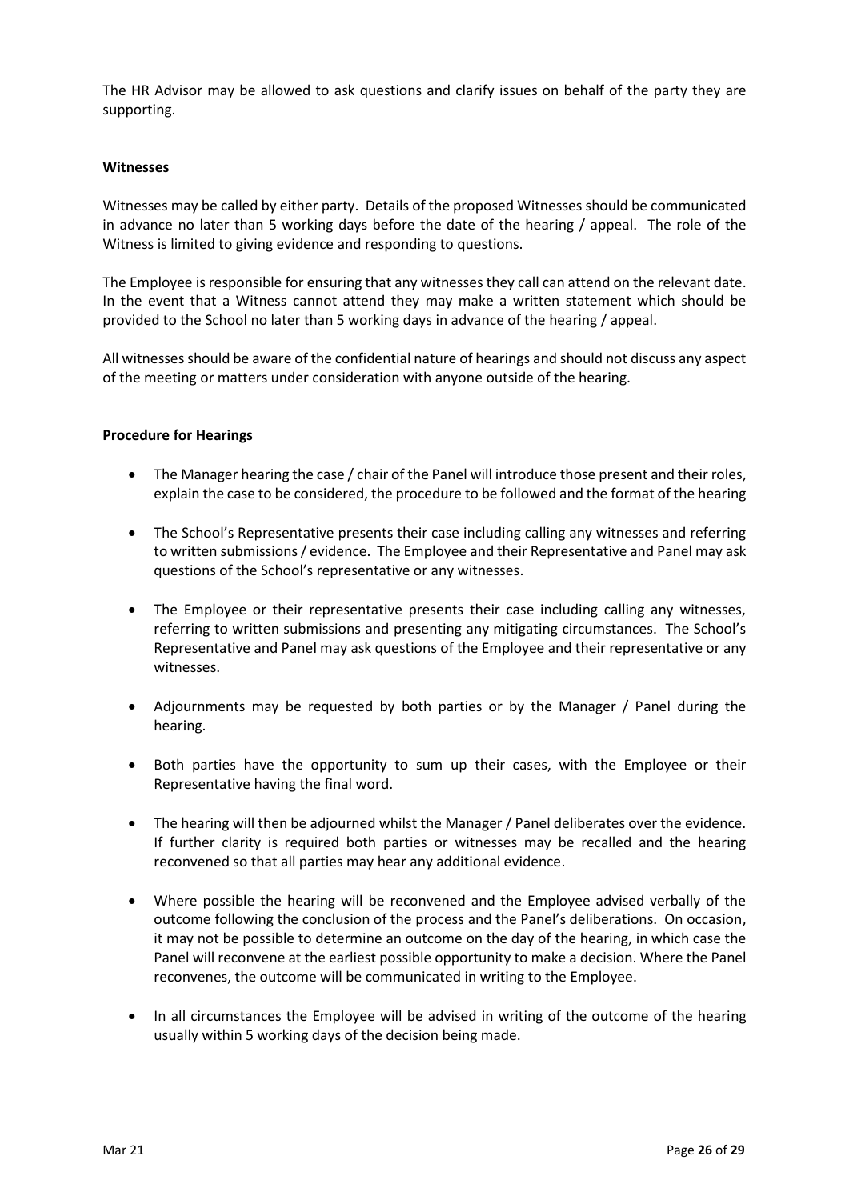The HR Advisor may be allowed to ask questions and clarify issues on behalf of the party they are supporting.

**Witnesses**

Witnesses may be called by either party. Details of the proposed Witnesses should be communicated in advance no later than 5 working days before the date of the hearing / appeal. The role of the Witness is limited to giving evidence and responding to questions.

The Employee is responsible for ensuring that any witnesses they call can attend on the relevant date. In the event that a Witness cannot attend they may make a written statement which should be provided to the School no later than 5 working days in advance of the hearing / appeal.

All witnesses should be aware of the confidential nature of hearings and should not discuss any aspect of the meeting or matters under consideration with anyone outside of the hearing.

**Procedure for Hearings**

- The Manager hearing the case / chair of the Panel will introduce those present and their roles, explain the case to be considered, the procedure to be followed and the format of the hearing
- The School's Representative presents their case including calling any witnesses and referring to written submissions / evidence. The Employee and their Representative and Panel may ask questions of the School's representative or any witnesses.
- The Employee or their representative presents their case including calling any witnesses, referring to written submissions and presenting any mitigating circumstances. The School's Representative and Panel may ask questions of the Employee and their representative or any witnesses.
- Adjournments may be requested by both parties or by the Manager / Panel during the hearing.
- Both parties have the opportunity to sum up their cases, with the Employee or their Representative having the final word.
- The hearing will then be adjourned whilst the Manager / Panel deliberates over the evidence. If further clarity is required both parties or witnesses may be recalled and the hearing reconvened so that all parties may hear any additional evidence.
- Where possible the hearing will be reconvened and the Employee advised verbally of the outcome following the conclusion of the process and the Panel's deliberations. On occasion, it may not be possible to determine an outcome on the day of the hearing, in which case the Panel will reconvene at the earliest possible opportunity to make a decision. Where the Panel reconvenes, the outcome will be communicated in writing to the Employee.
- In all circumstances the Employee will be advised in writing of the outcome of the hearing usually within 5 working days of the decision being made.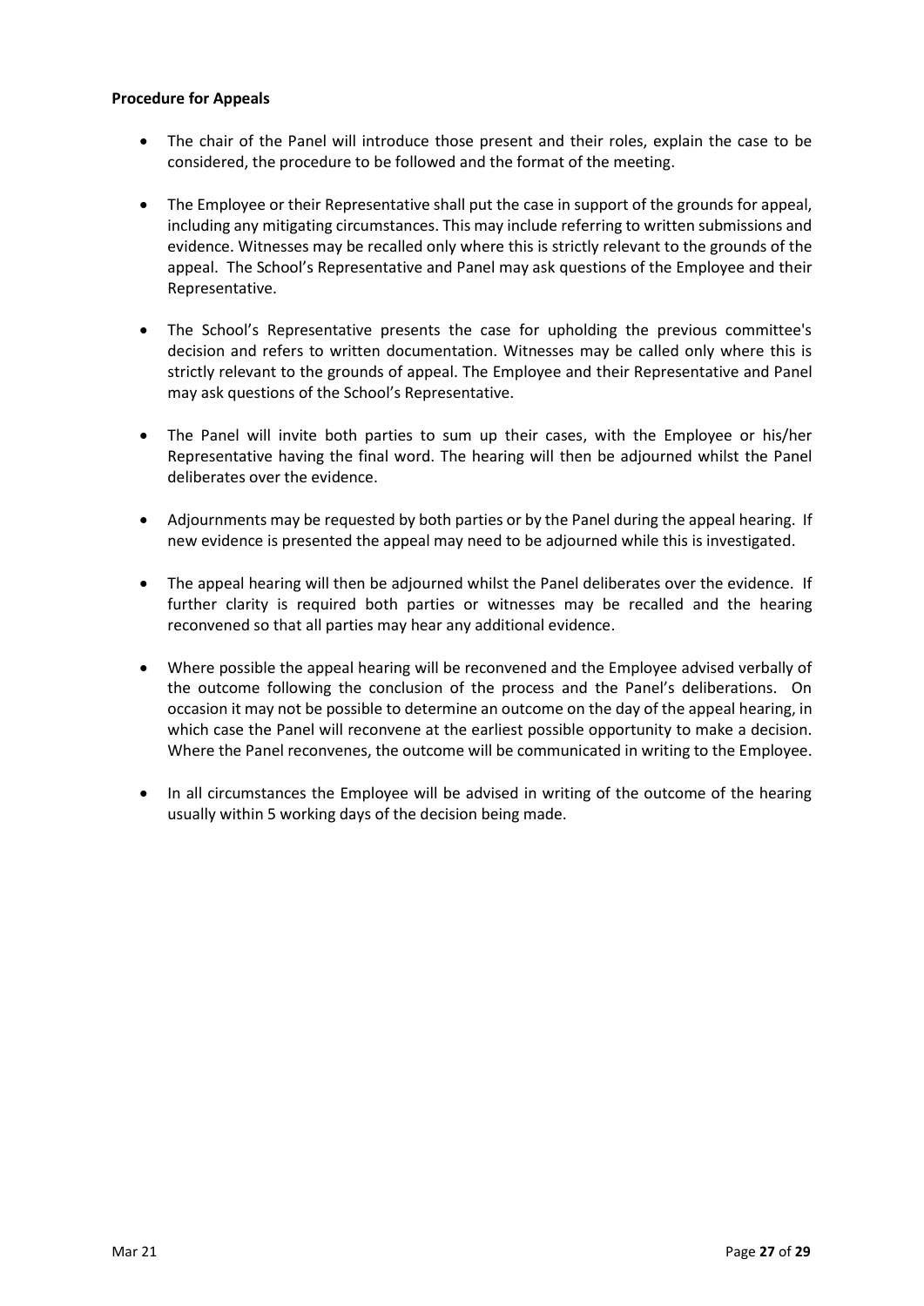**Procedure for Appeals**

- The chair of the Panel will introduce those present and their roles, explain the case to be considered, the procedure to be followed and the format of the meeting.

- The Employee or their Representative shall put the case in support of the grounds for appeal, including any mitigating circumstances. This may include referring to written submissions and evidence. Witnesses may be recalled only where this is strictly relevant to the grounds of the appeal. The School's Representative and Panel may ask questions of the Employee and their Representative.

- The School's Representative presents the case for upholding the previous committee's decision and refers to written documentation. Witnesses may be called only where this is strictly relevant to the grounds of appeal. The Employee and their Representative and Panel may ask questions of the School's Representative.

- The Panel will invite both parties to sum up their cases, with the Employee or his/her Representative having the final word. The hearing will then be adjourned whilst the Panel deliberates over the evidence.

- Adjournments may be requested by both parties or by the Panel during the appeal hearing. If new evidence is presented the appeal may need to be adjourned while this is investigated.

- The appeal hearing will then be adjourned whilst the Panel deliberates over the evidence. If further clarity is required both parties or witnesses may be recalled and the hearing reconvened so that all parties may hear any additional evidence.

- Where possible the appeal hearing will be reconvened and the Employee advised verbally of the outcome following the conclusion of the process and the Panel's deliberations. On occasion it may not be possible to determine an outcome on the day of the appeal hearing, in which case the Panel will reconvene at the earliest possible opportunity to make a decision. Where the Panel reconvenes, the outcome will be communicated in writing to the Employee.

- In all circumstances the Employee will be advised in writing of the outcome of the hearing usually within 5 working days of the decision being made.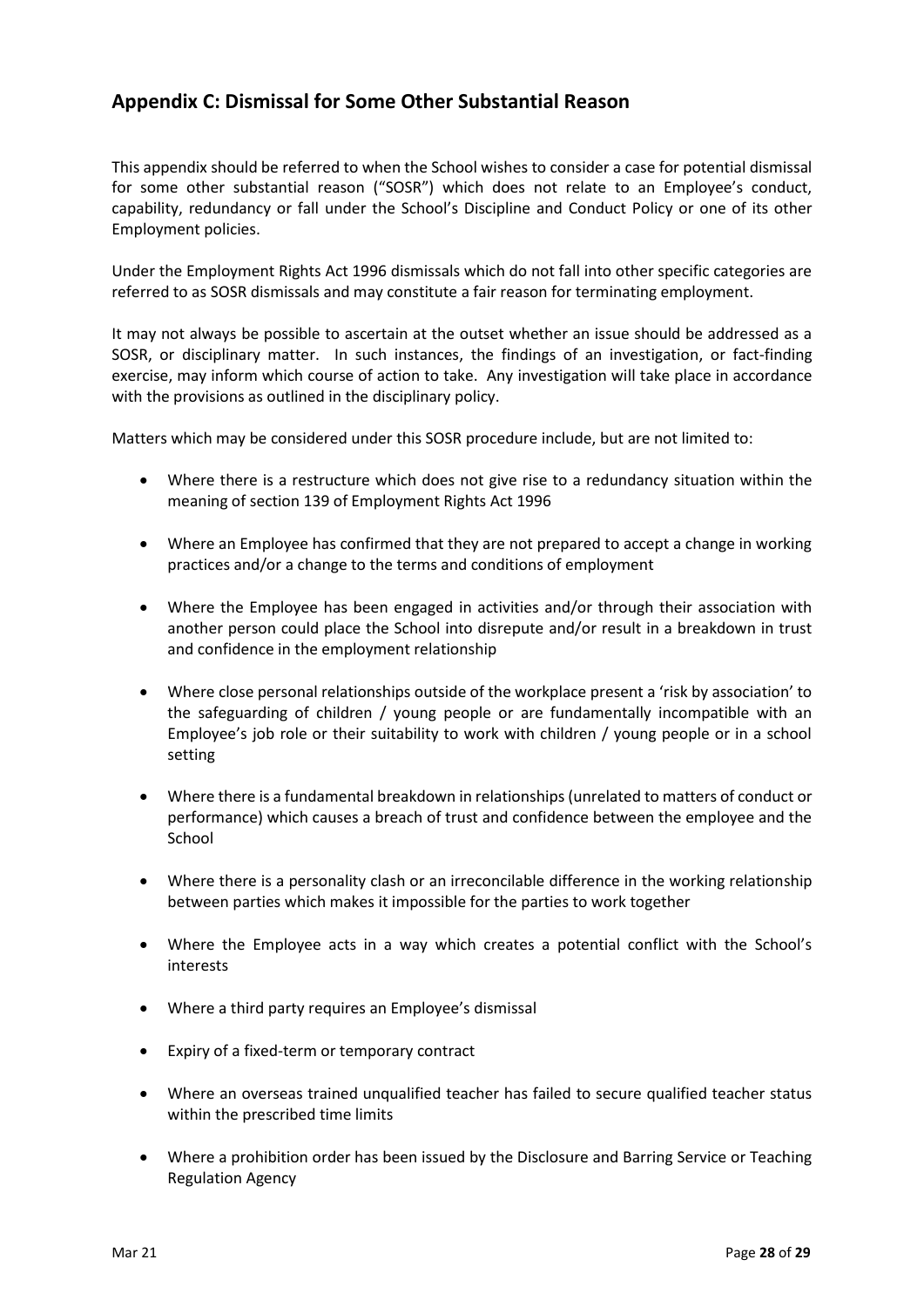## Appendix C: Dismissal for Some Other Substantial Reason

This appendix should be referred to when the School wishes to consider a case for potential dismissal for some other substantial reason ("SOSR") which does not relate to an Employee's conduct, capability, redundancy or fall under the School's Discipline and Conduct Policy or one of its other Employment policies.

Under the Employment Rights Act 1996 dismissals which do not fall into other specific categories are referred to as SOSR dismissals and may constitute a fair reason for terminating employment.

It may not always be possible to ascertain at the outset whether an issue should be addressed as a SOSR, or disciplinary matter. In such instances, the findings of an investigation, or fact-finding exercise, may inform which course of action to take. Any investigation will take place in accordance with the provisions as outlined in the disciplinary policy.

Matters which may be considered under this SOSR procedure include, but are not limited to:

- Where there is a restructure which does not give rise to a redundancy situation within the meaning of section 139 of Employment Rights Act 1996
- Where an Employee has confirmed that they are not prepared to accept a change in working practices and/or a change to the terms and conditions of employment
- Where the Employee has been engaged in activities and/or through their association with another person could place the School into disrepute and/or result in a breakdown in trust and confidence in the employment relationship
- Where close personal relationships outside of the workplace present a 'risk by association' to the safeguarding of children / young people or are fundamentally incompatible with an Employee's job role or their suitability to work with children / young people or in a school setting
- Where there is a fundamental breakdown in relationships (unrelated to matters of conduct or performance) which causes a breach of trust and confidence between the employee and the School
- Where there is a personality clash or an irreconcilable difference in the working relationship between parties which makes it impossible for the parties to work together
- Where the Employee acts in a way which creates a potential conflict with the School's interests
- Where a third party requires an Employee's dismissal
- Expiry of a fixed-term or temporary contract
- Where an overseas trained unqualified teacher has failed to secure qualified teacher status within the prescribed time limits
- Where a prohibition order has been issued by the Disclosure and Barring Service or Teaching Regulation Agency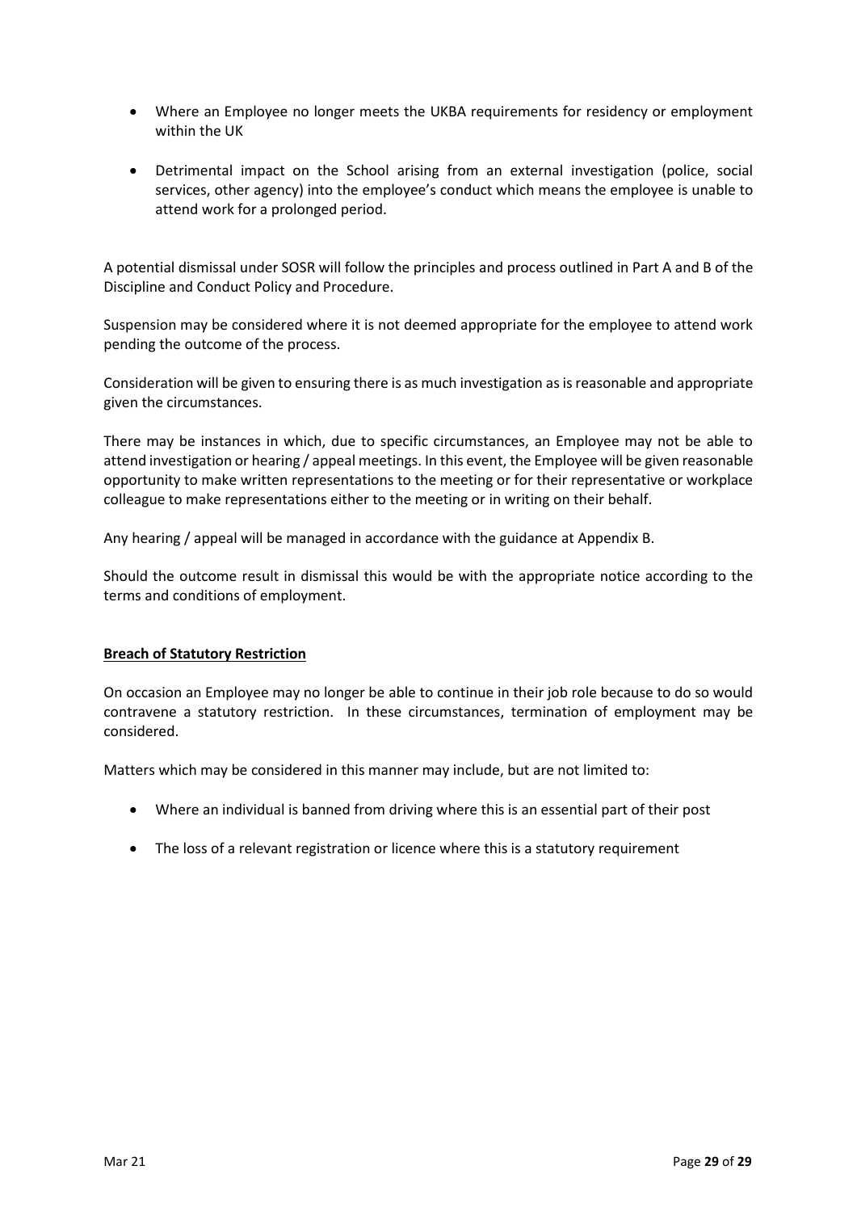- Where an Employee no longer meets the UKBA requirements for residency or employment within the UK
- Detrimental impact on the School arising from an external investigation (police, social services, other agency) into the employee's conduct which means the employee is unable to attend work for a prolonged period.

A potential dismissal under SOSR will follow the principles and process outlined in Part A and B of the Discipline and Conduct Policy and Procedure.

Suspension may be considered where it is not deemed appropriate for the employee to attend work pending the outcome of the process.

Consideration will be given to ensuring there is as much investigation as is reasonable and appropriate given the circumstances.

There may be instances in which, due to specific circumstances, an Employee may not be able to attend investigation or hearing / appeal meetings. In this event, the Employee will be given reasonable opportunity to make written representations to the meeting or for their representative or workplace colleague to make representations either to the meeting or in writing on their behalf.

Any hearing / appeal will be managed in accordance with the guidance at Appendix B.

Should the outcome result in dismissal this would be with the appropriate notice according to the terms and conditions of employment.

**Breach of Statutory Restriction**

On occasion an Employee may no longer be able to continue in their job role because to do so would contravene a statutory restriction. In these circumstances, termination of employment may be considered.

Matters which may be considered in this manner may include, but are not limited to:

- Where an individual is banned from driving where this is an essential part of their post
- The loss of a relevant registration or licence where this is a statutory requirement